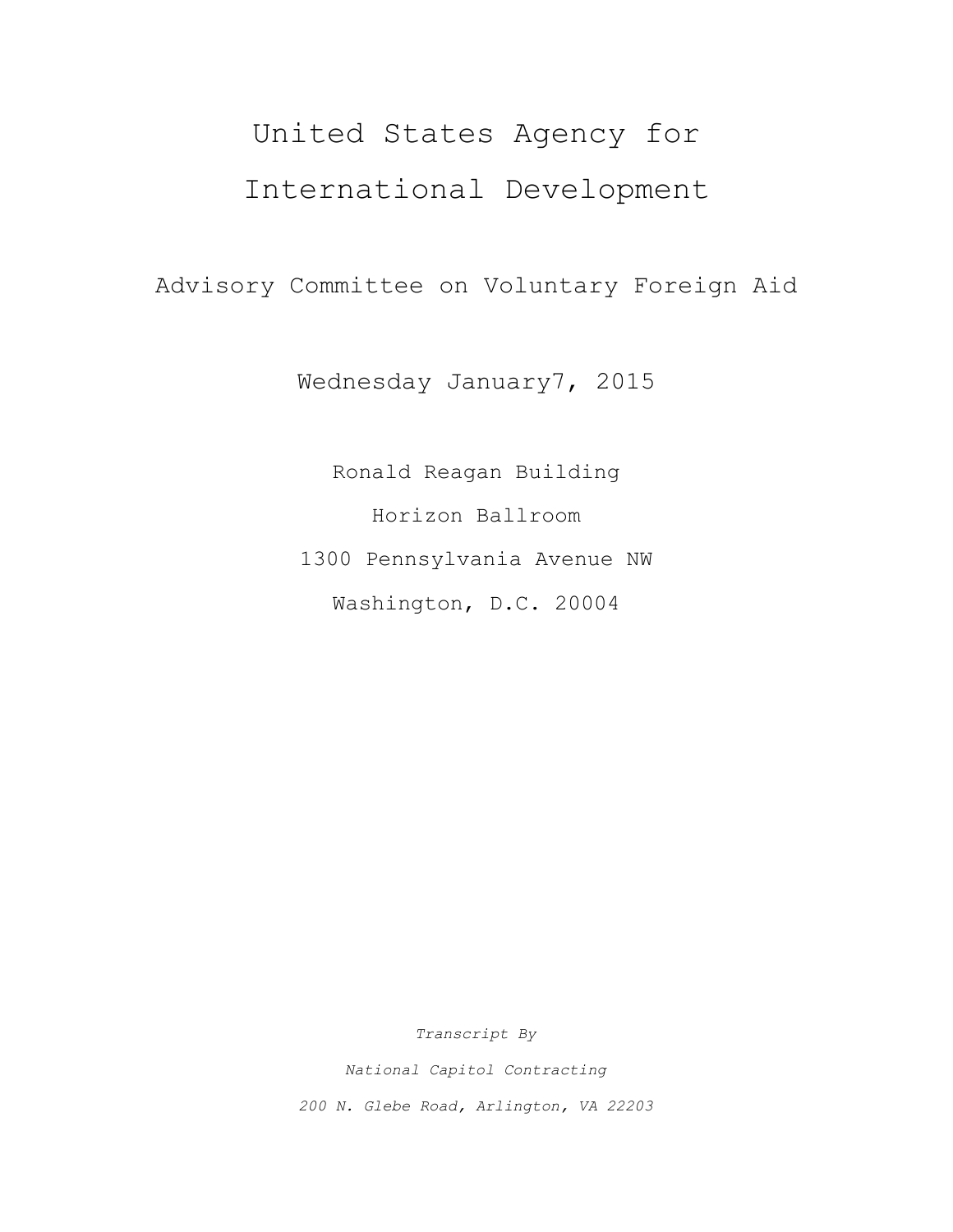# United States Agency for International Development

## Advisory Committee on Voluntary Foreign Aid

Wednesday January7, 2015

Ronald Reagan Building

Horizon Ballroom

1300 Pennsylvania Avenue NW

Washington, D.C. 20004

*Transcript By*

*National Capitol Contracting*

*200 N. Glebe Road, Arlington, VA 22203*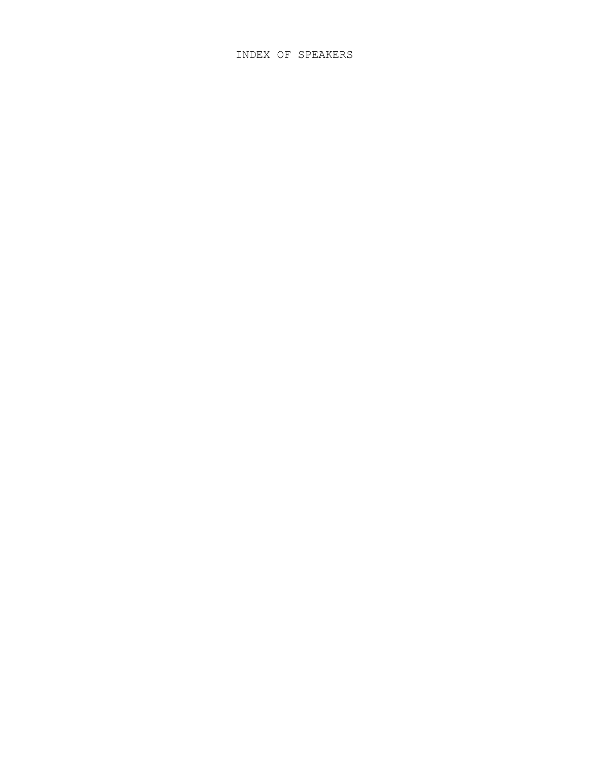# INDEX OF SPEAKERS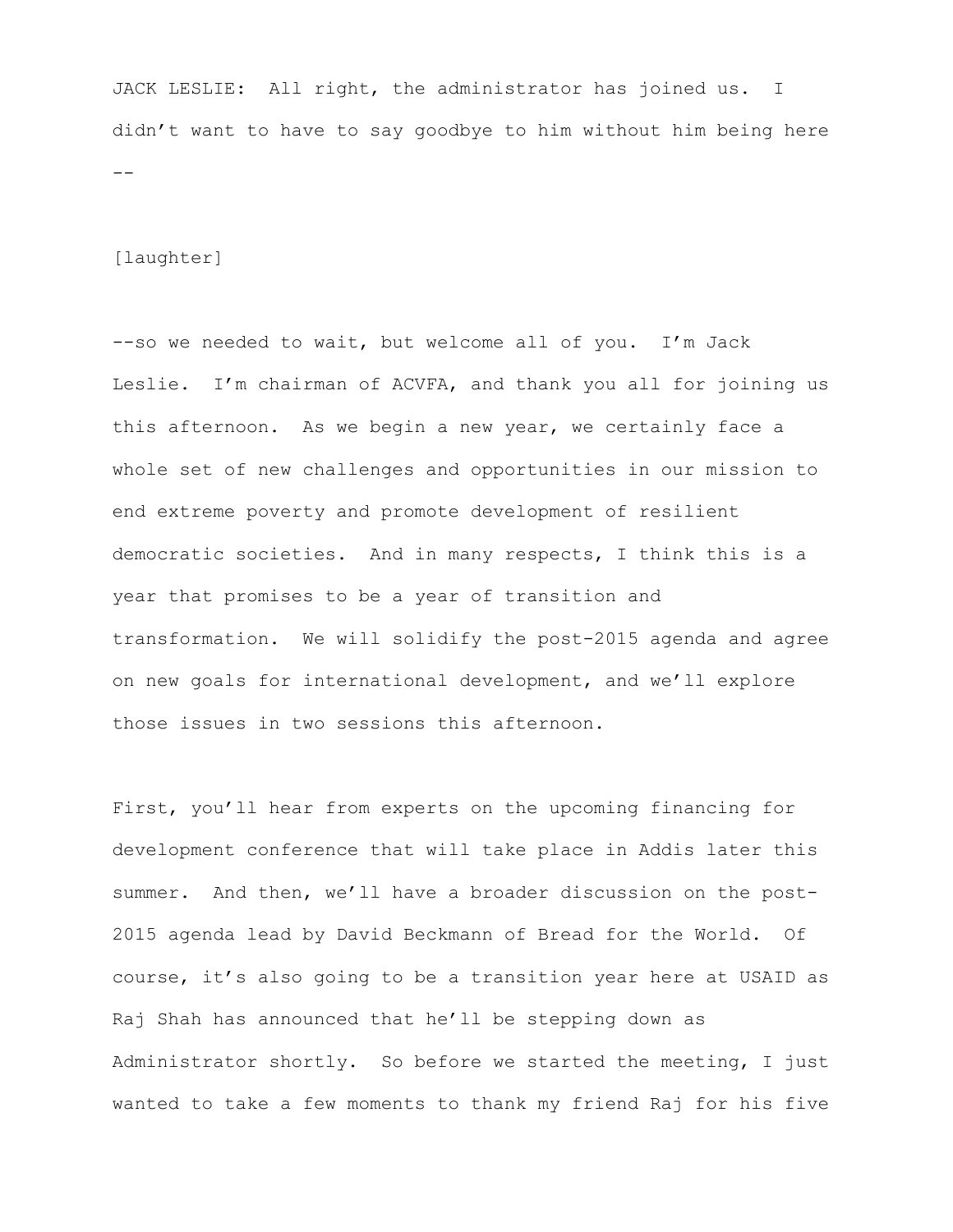JACK LESLIE: All right, the administrator has joined us. I didn't want to have to say goodbye to him without him being here --

[laughter]

--so we needed to wait, but welcome all of you. I'm Jack Leslie. I'm chairman of ACVFA, and thank you all for joining us this afternoon. As we begin a new year, we certainly face a whole set of new challenges and opportunities in our mission to end extreme poverty and promote development of resilient democratic societies. And in many respects, I think this is a year that promises to be a year of transition and transformation. We will solidify the post-2015 agenda and agree on new goals for international development, and we'll explore those issues in two sessions this afternoon.

First, you'll hear from experts on the upcoming financing for development conference that will take place in Addis later this summer. And then, we'll have a broader discussion on the post-2015 agenda lead by David Beckmann of Bread for the World. Of course, it's also going to be a transition year here at USAID as Raj Shah has announced that he'll be stepping down as Administrator shortly. So before we started the meeting, I just wanted to take a few moments to thank my friend Raj for his five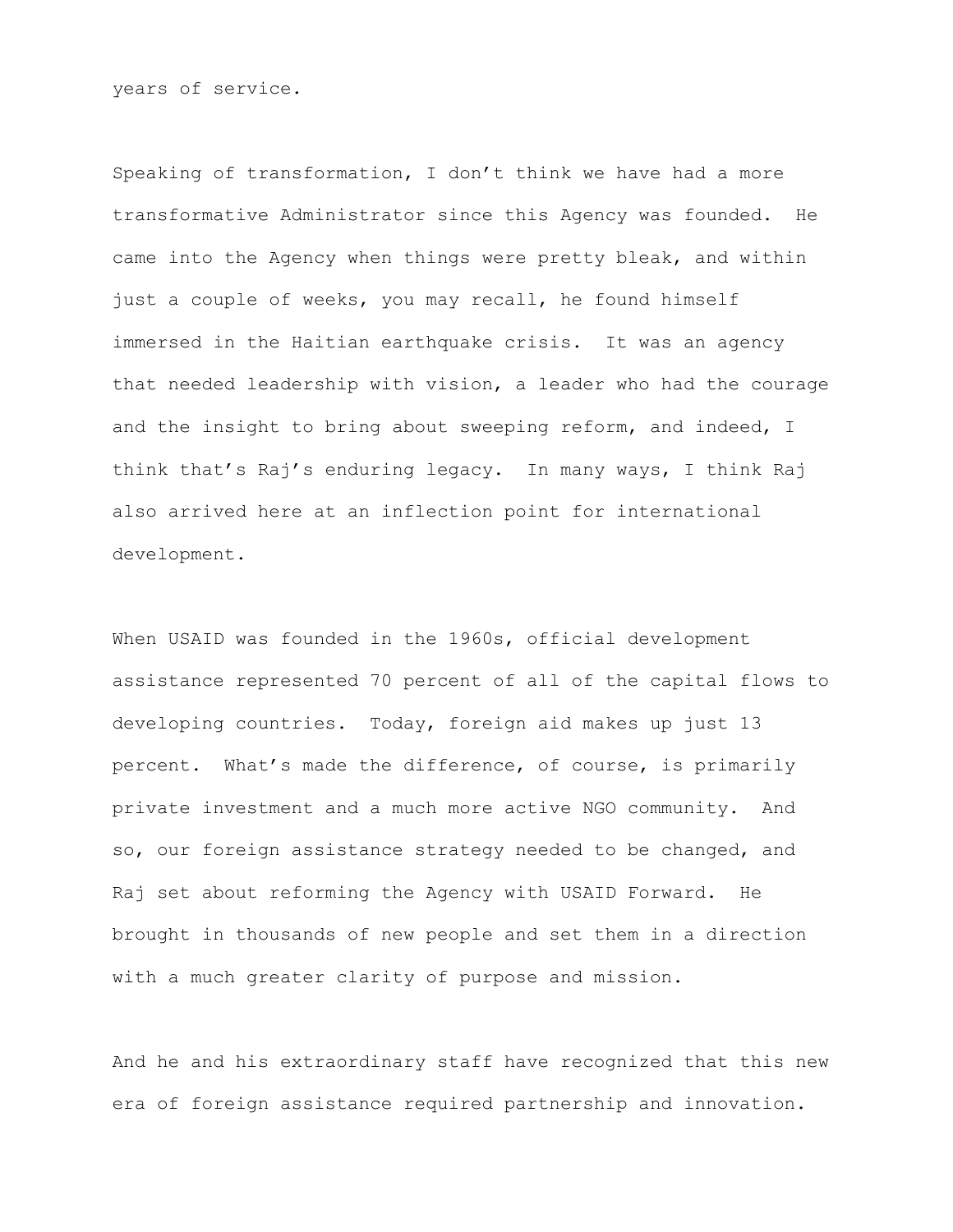years of service.

Speaking of transformation, I don't think we have had a more transformative Administrator since this Agency was founded. He came into the Agency when things were pretty bleak, and within just a couple of weeks, you may recall, he found himself immersed in the Haitian earthquake crisis. It was an agency that needed leadership with vision, a leader who had the courage and the insight to bring about sweeping reform, and indeed, I think that's Raj's enduring legacy. In many ways, I think Raj also arrived here at an inflection point for international development.

When USAID was founded in the 1960s, official development assistance represented 70 percent of all of the capital flows to developing countries. Today, foreign aid makes up just 13 percent. What's made the difference, of course, is primarily private investment and a much more active NGO community. And so, our foreign assistance strategy needed to be changed, and Raj set about reforming the Agency with USAID Forward. He brought in thousands of new people and set them in a direction with a much greater clarity of purpose and mission.

And he and his extraordinary staff have recognized that this new era of foreign assistance required partnership and innovation.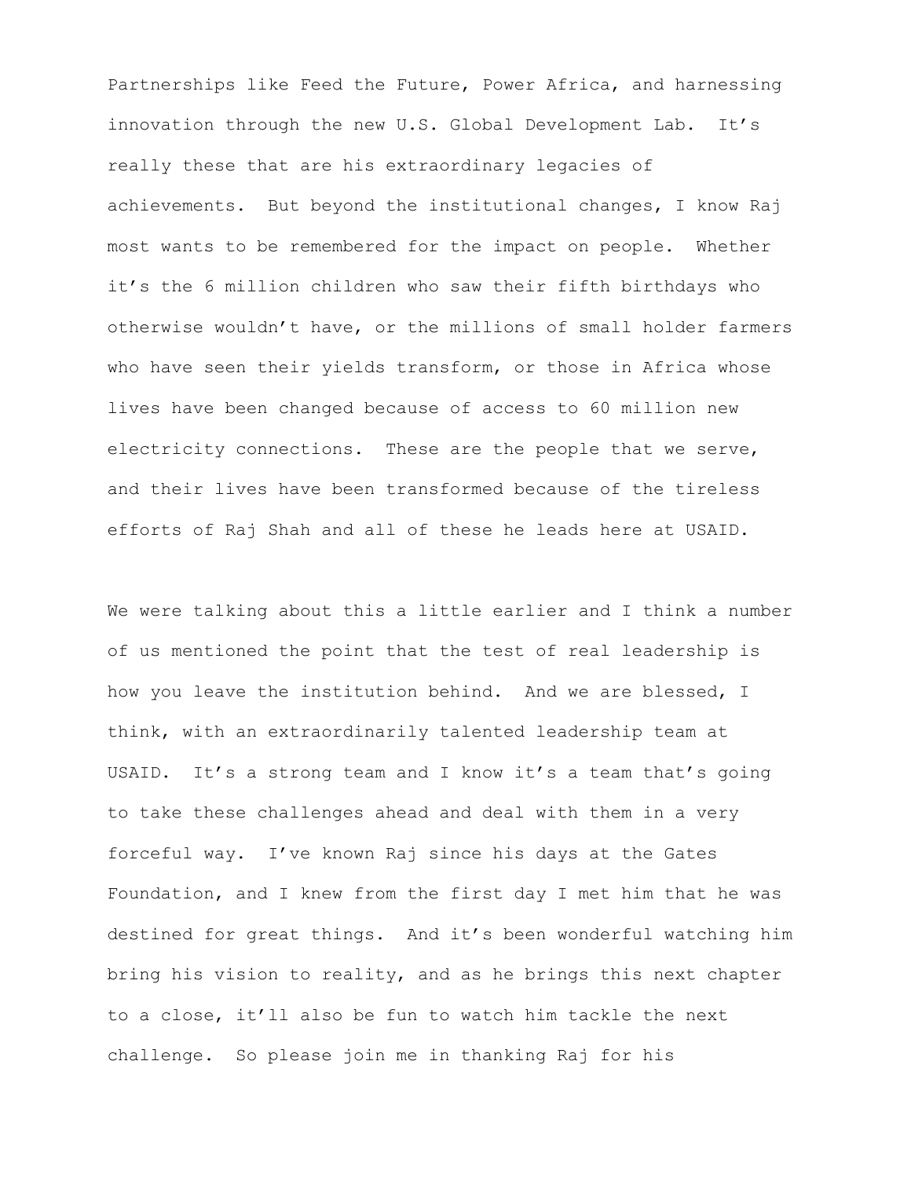Partnerships like Feed the Future, Power Africa, and harnessing innovation through the new U.S. Global Development Lab. It's really these that are his extraordinary legacies of achievements. But beyond the institutional changes, I know Raj most wants to be remembered for the impact on people. Whether it's the 6 million children who saw their fifth birthdays who otherwise wouldn't have, or the millions of small holder farmers who have seen their yields transform, or those in Africa whose lives have been changed because of access to 60 million new electricity connections. These are the people that we serve, and their lives have been transformed because of the tireless efforts of Raj Shah and all of these he leads here at USAID.

We were talking about this a little earlier and I think a number of us mentioned the point that the test of real leadership is how you leave the institution behind. And we are blessed, I think, with an extraordinarily talented leadership team at USAID. It's a strong team and I know it's a team that's going to take these challenges ahead and deal with them in a very forceful way. I've known Raj since his days at the Gates Foundation, and I knew from the first day I met him that he was destined for great things. And it's been wonderful watching him bring his vision to reality, and as he brings this next chapter to a close, it'll also be fun to watch him tackle the next challenge. So please join me in thanking Raj for his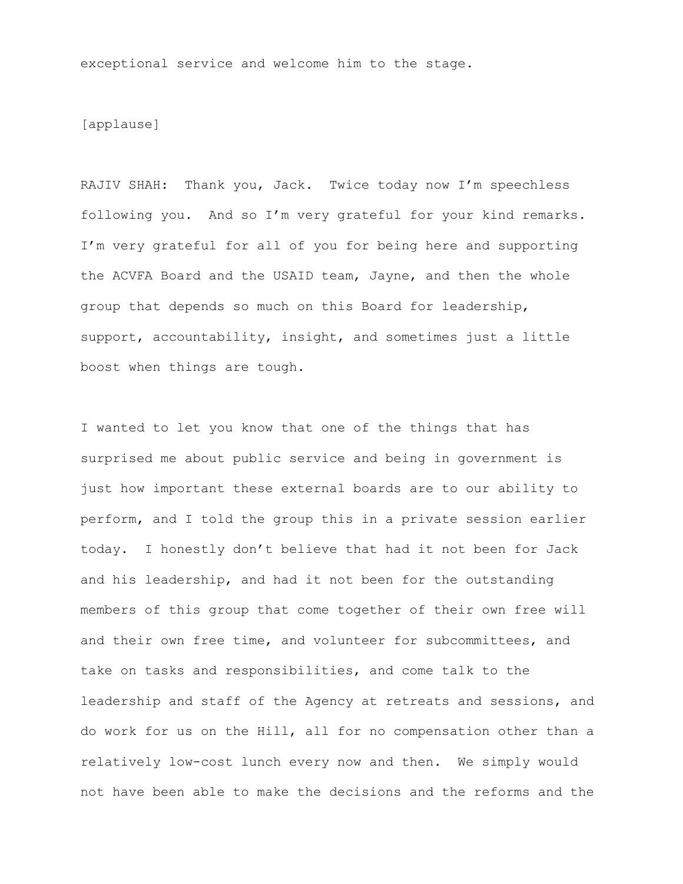exceptional service and welcome him to the stage.

[applause]

RAJIV SHAH: Thank you, Jack. Twice today now I'm speechless following you. And so I'm very grateful for your kind remarks. I'm very grateful for all of you for being here and supporting the ACVFA Board and the USAID team, Jayne, and then the whole group that depends so much on this Board for leadership, support, accountability, insight, and sometimes just a little boost when things are tough.

I wanted to let you know that one of the things that has surprised me about public service and being in government is just how important these external boards are to our ability to perform, and I told the group this in a private session earlier today. I honestly don't believe that had it not been for Jack and his leadership, and had it not been for the outstanding members of this group that come together of their own free will and their own free time, and volunteer for subcommittees, and take on tasks and responsibilities, and come talk to the leadership and staff of the Agency at retreats and sessions, and do work for us on the Hill, all for no compensation other than a relatively low-cost lunch every now and then. We simply would not have been able to make the decisions and the reforms and the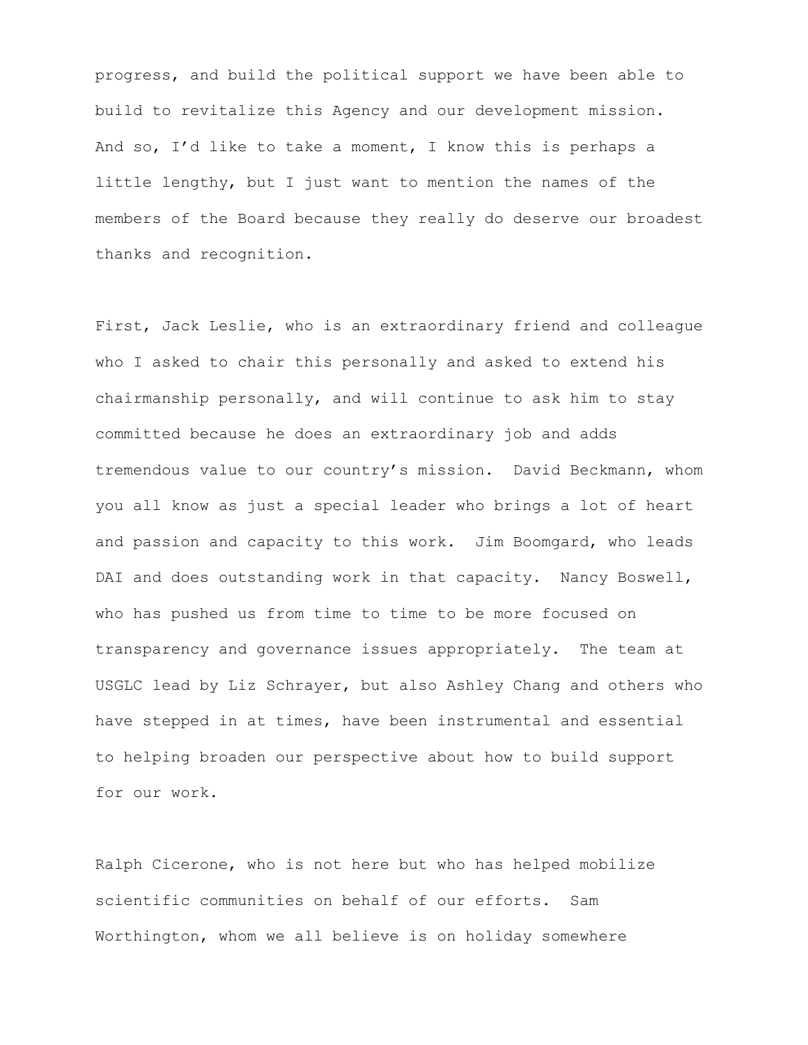progress, and build the political support we have been able to build to revitalize this Agency and our development mission. And so, I'd like to take a moment, I know this is perhaps a little lengthy, but I just want to mention the names of the members of the Board because they really do deserve our broadest thanks and recognition.

First, Jack Leslie, who is an extraordinary friend and colleague who I asked to chair this personally and asked to extend his chairmanship personally, and will continue to ask him to stay committed because he does an extraordinary job and adds tremendous value to our country's mission. David Beckmann, whom you all know as just a special leader who brings a lot of heart and passion and capacity to this work. Jim Boomgard, who leads DAI and does outstanding work in that capacity. Nancy Boswell, who has pushed us from time to time to be more focused on transparency and governance issues appropriately. The team at USGLC lead by Liz Schrayer, but also Ashley Chang and others who have stepped in at times, have been instrumental and essential to helping broaden our perspective about how to build support for our work.

Ralph Cicerone, who is not here but who has helped mobilize scientific communities on behalf of our efforts. Sam Worthington, whom we all believe is on holiday somewhere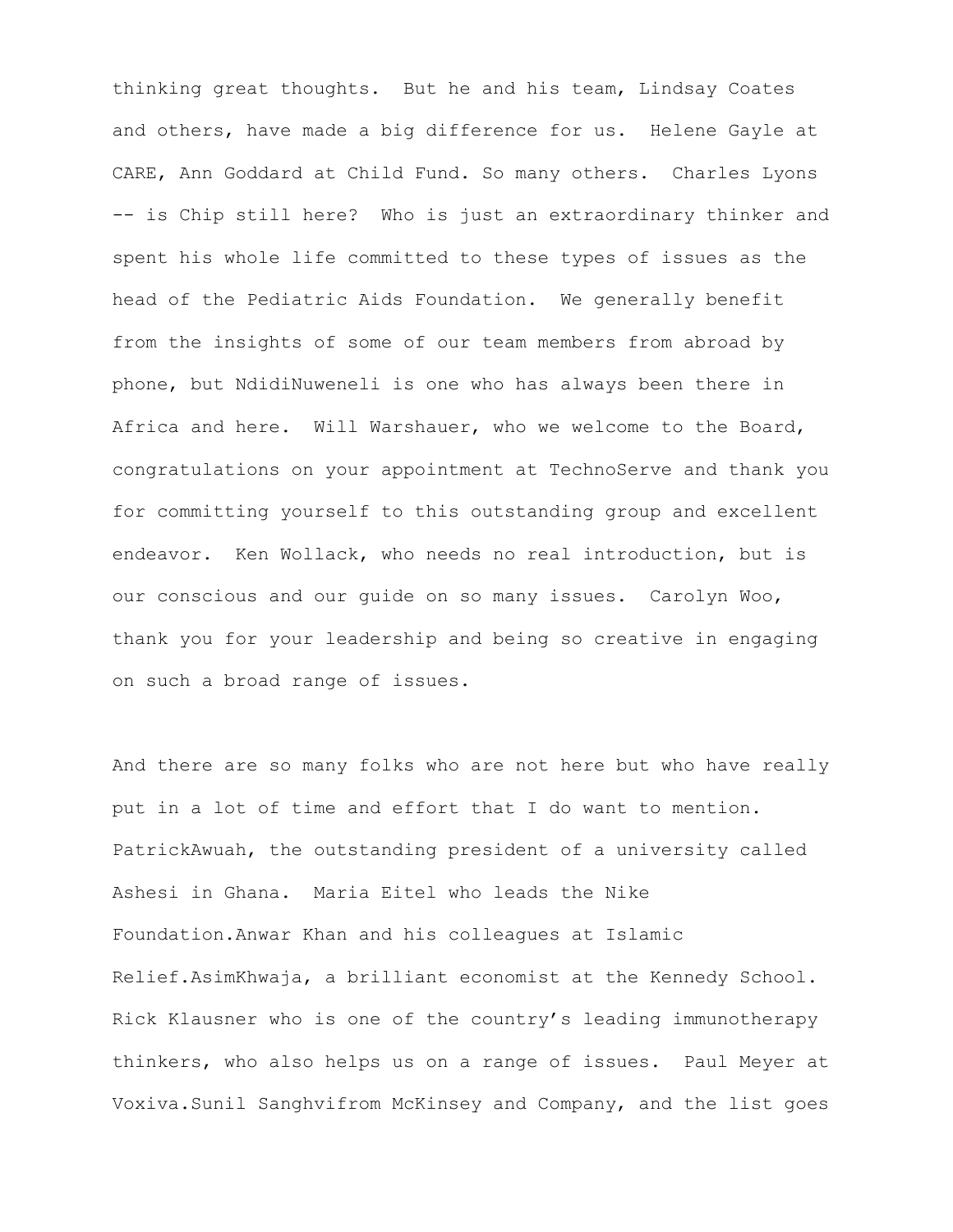thinking great thoughts. But he and his team, Lindsay Coates and others, have made a big difference for us. Helene Gayle at CARE, Ann Goddard at Child Fund. So many others. Charles Lyons -- is Chip still here? Who is just an extraordinary thinker and spent his whole life committed to these types of issues as the head of the Pediatric Aids Foundation. We generally benefit from the insights of some of our team members from abroad by phone, but NdidiNuweneli is one who has always been there in Africa and here. Will Warshauer, who we welcome to the Board, congratulations on your appointment at TechnoServe and thank you for committing yourself to this outstanding group and excellent endeavor. Ken Wollack, who needs no real introduction, but is our conscious and our guide on so many issues. Carolyn Woo, thank you for your leadership and being so creative in engaging on such a broad range of issues.

And there are so many folks who are not here but who have really put in a lot of time and effort that I do want to mention. PatrickAwuah, the outstanding president of a university called Ashesi in Ghana. Maria Eitel who leads the Nike Foundation.Anwar Khan and his colleagues at Islamic Relief.AsimKhwaja, a brilliant economist at the Kennedy School. Rick Klausner who is one of the country's leading immunotherapy thinkers, who also helps us on a range of issues. Paul Meyer at Voxiva.Sunil Sanghvifrom McKinsey and Company, and the list goes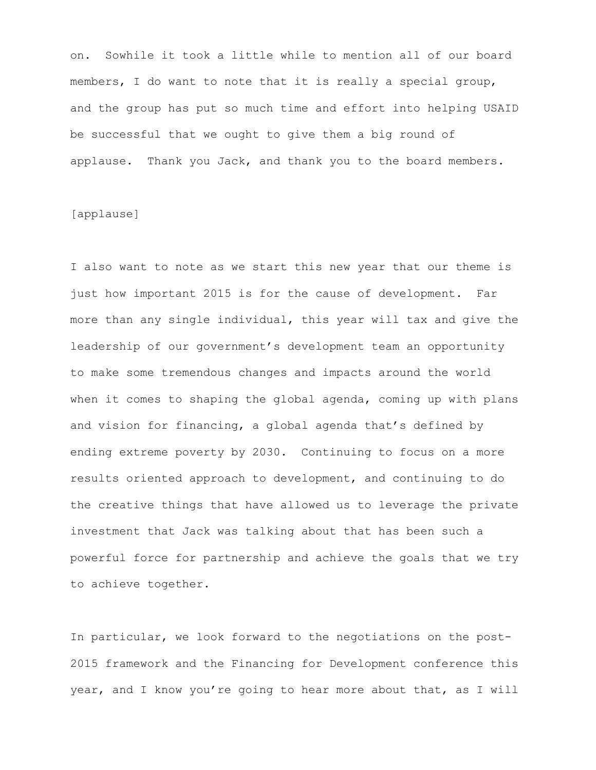on. Sowhile it took a little while to mention all of our board members, I do want to note that it is really a special group, and the group has put so much time and effort into helping USAID be successful that we ought to give them a big round of applause. Thank you Jack, and thank you to the board members.

[applause]

I also want to note as we start this new year that our theme is just how important 2015 is for the cause of development. Far more than any single individual, this year will tax and give the leadership of our government's development team an opportunity to make some tremendous changes and impacts around the world when it comes to shaping the global agenda, coming up with plans and vision for financing, a global agenda that's defined by ending extreme poverty by 2030. Continuing to focus on a more results oriented approach to development, and continuing to do the creative things that have allowed us to leverage the private investment that Jack was talking about that has been such a powerful force for partnership and achieve the goals that we try to achieve together.

In particular, we look forward to the negotiations on the post-2015 framework and the Financing for Development conference this year, and I know you're going to hear more about that, as I will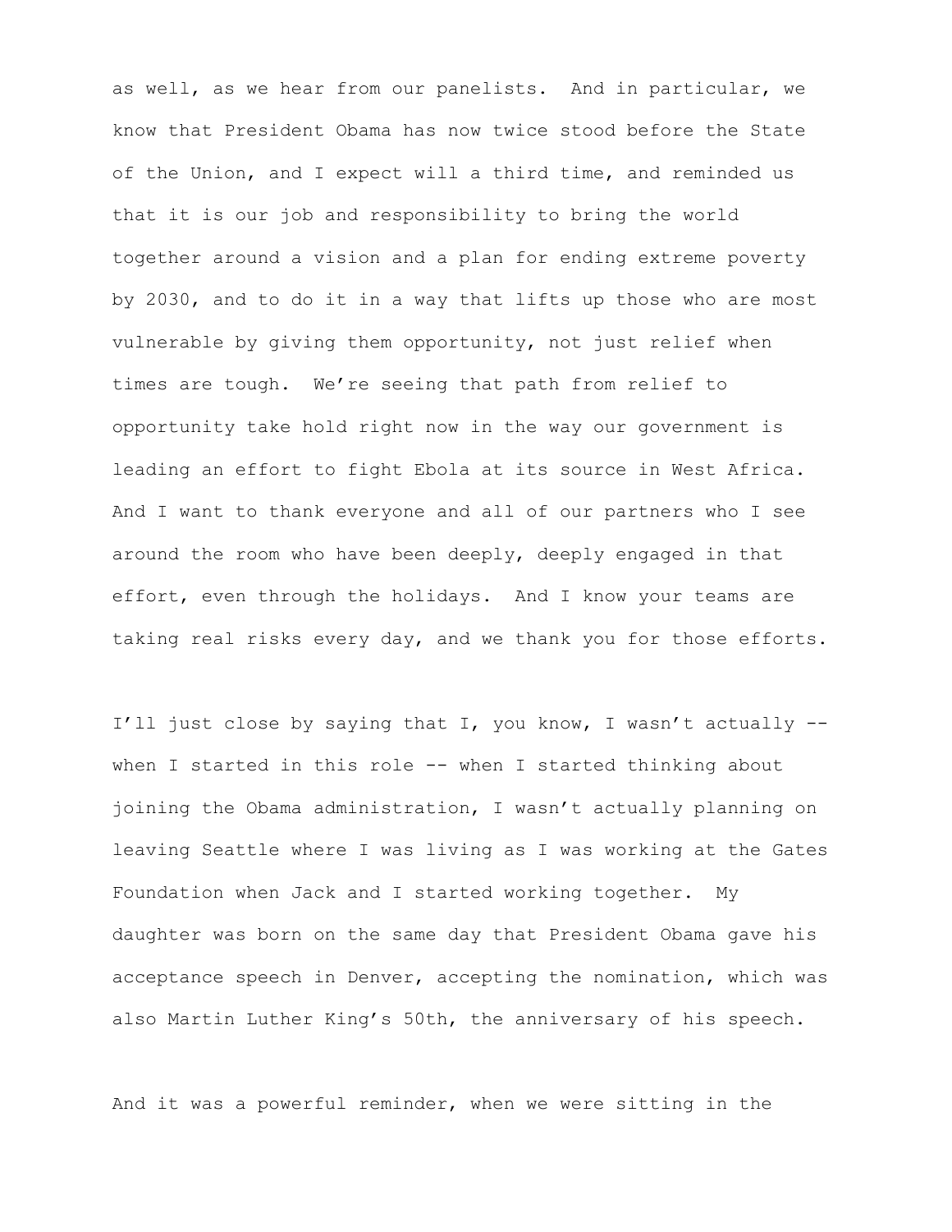as well, as we hear from our panelists. And in particular, we know that President Obama has now twice stood before the State of the Union, and I expect will a third time, and reminded us that it is our job and responsibility to bring the world together around a vision and a plan for ending extreme poverty by 2030, and to do it in a way that lifts up those who are most vulnerable by giving them opportunity, not just relief when times are tough. We're seeing that path from relief to opportunity take hold right now in the way our government is leading an effort to fight Ebola at its source in West Africa. And I want to thank everyone and all of our partners who I see around the room who have been deeply, deeply engaged in that effort, even through the holidays. And I know your teams are taking real risks every day, and we thank you for those efforts.

I'll just close by saying that I, you know, I wasn't actually -- when I started in this role -- when I started thinking about joining the Obama administration, I wasn't actually planning on leaving Seattle where I was living as I was working at the Gates Foundation when Jack and I started working together. My daughter was born on the same day that President Obama gave his acceptance speech in Denver, accepting the nomination, which was also Martin Luther King's 50th, the anniversary of his speech.

And it was a powerful reminder, when we were sitting in the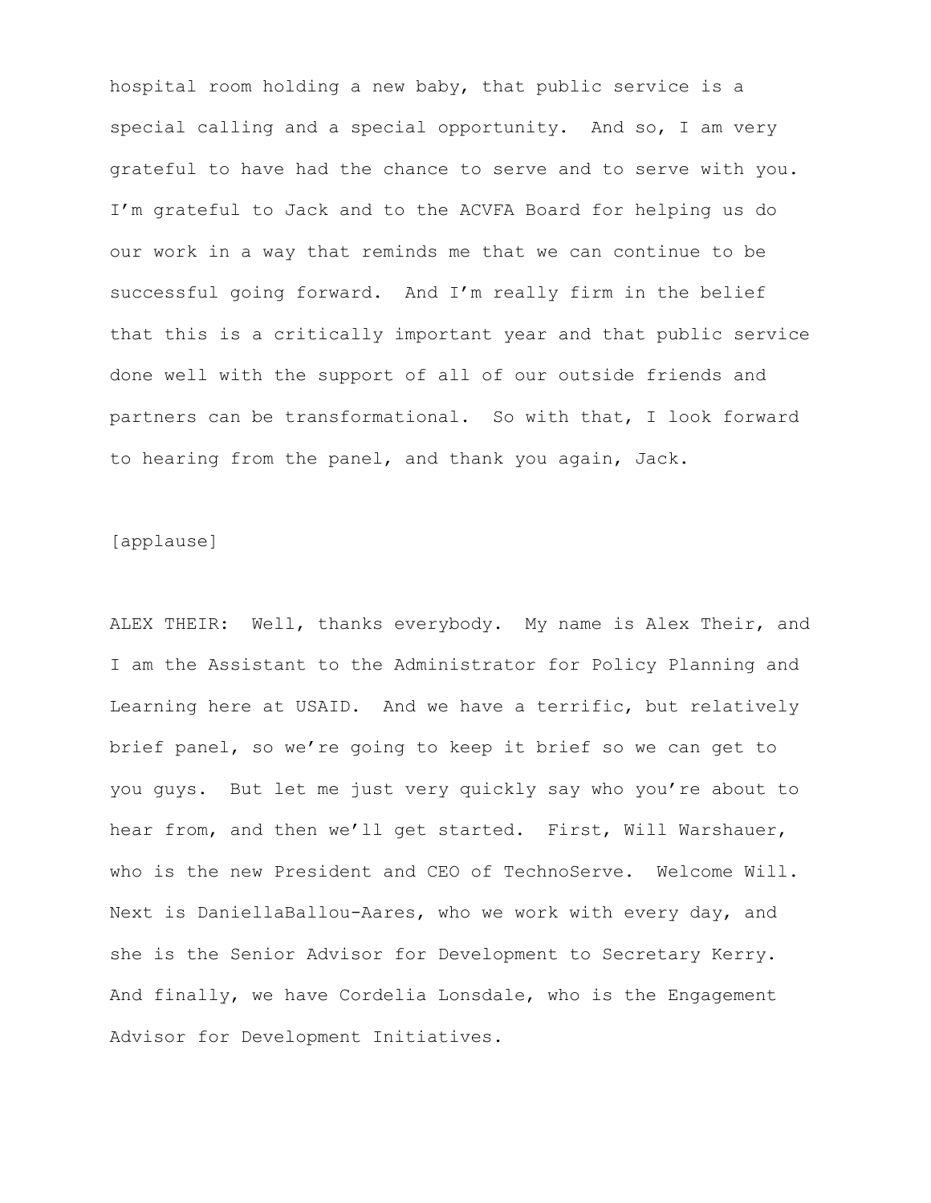hospital room holding a new baby, that public service is a special calling and a special opportunity. And so, I am very grateful to have had the chance to serve and to serve with you. I'm grateful to Jack and to the ACVFA Board for helping us do our work in a way that reminds me that we can continue to be successful going forward. And I'm really firm in the belief that this is a critically important year and that public service done well with the support of all of our outside friends and partners can be transformational. So with that, I look forward to hearing from the panel, and thank you again, Jack.

[applause]

ALEX THEIR: Well, thanks everybody. My name is Alex Their, and I am the Assistant to the Administrator for Policy Planning and Learning here at USAID. And we have a terrific, but relatively brief panel, so we're going to keep it brief so we can get to you guys. But let me just very quickly say who you're about to hear from, and then we'll get started. First, Will Warshauer, who is the new President and CEO of TechnoServe. Welcome Will. Next is DaniellaBallou-Aares, who we work with every day, and she is the Senior Advisor for Development to Secretary Kerry. And finally, we have Cordelia Lonsdale, who is the Engagement Advisor for Development Initiatives.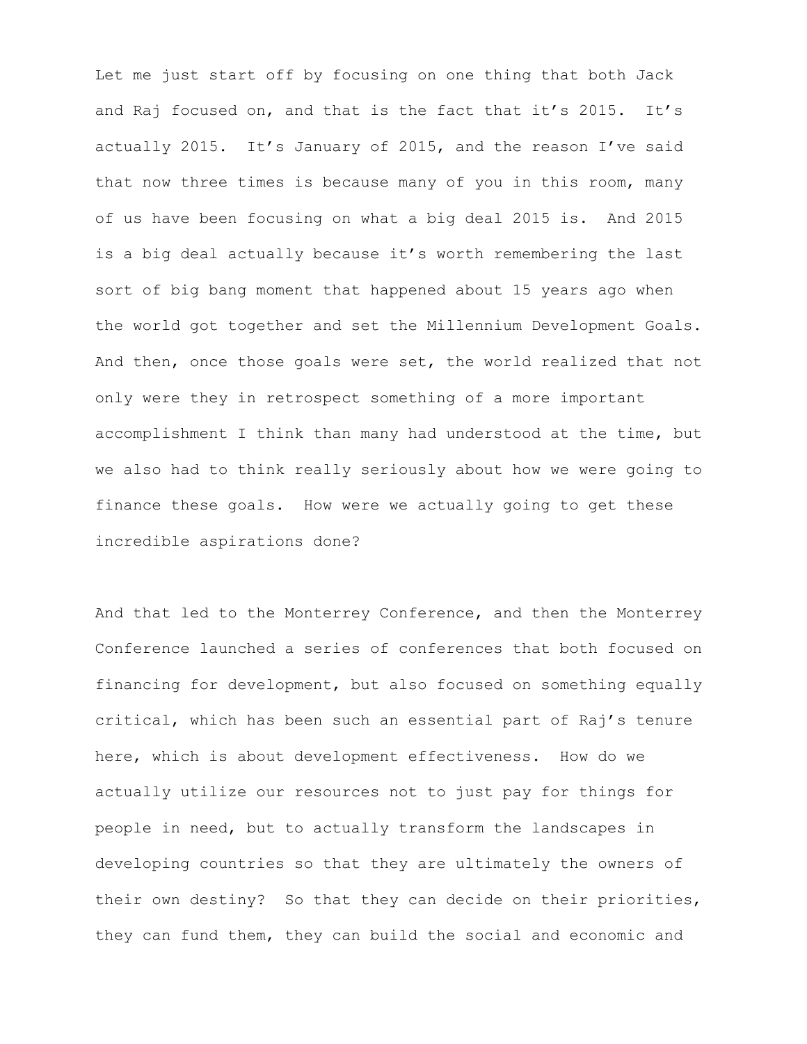Let me just start off by focusing on one thing that both Jack and Raj focused on, and that is the fact that it's 2015. It's actually 2015. It's January of 2015, and the reason I've said that now three times is because many of you in this room, many of us have been focusing on what a big deal 2015 is. And 2015 is a big deal actually because it's worth remembering the last sort of big bang moment that happened about 15 years ago when the world got together and set the Millennium Development Goals. And then, once those goals were set, the world realized that not only were they in retrospect something of a more important accomplishment I think than many had understood at the time, but we also had to think really seriously about how we were going to finance these goals. How were we actually going to get these incredible aspirations done?

And that led to the Monterrey Conference, and then the Monterrey Conference launched a series of conferences that both focused on financing for development, but also focused on something equally critical, which has been such an essential part of Raj's tenure here, which is about development effectiveness. How do we actually utilize our resources not to just pay for things for people in need, but to actually transform the landscapes in developing countries so that they are ultimately the owners of their own destiny? So that they can decide on their priorities, they can fund them, they can build the social and economic and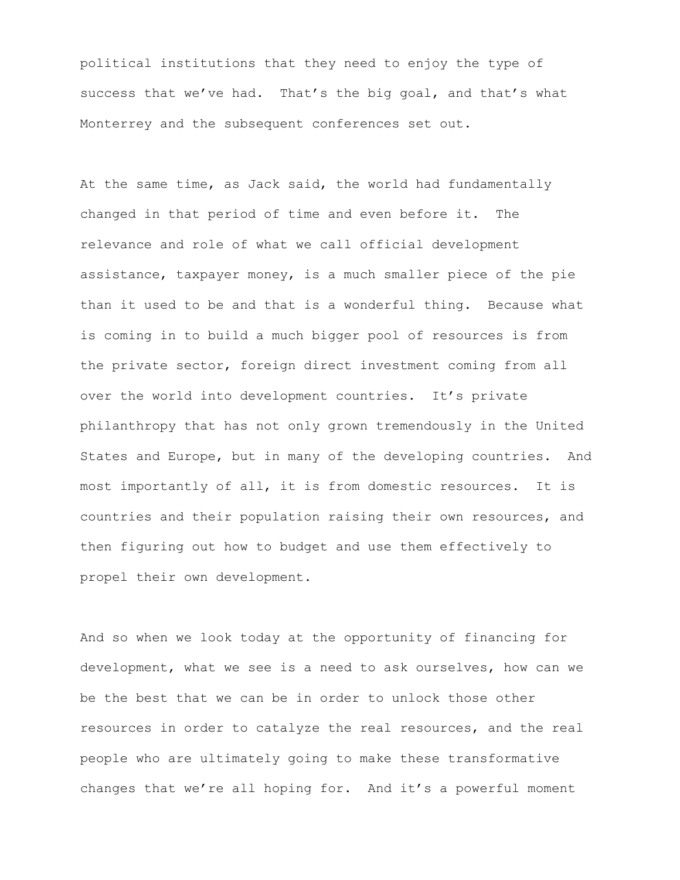political institutions that they need to enjoy the type of success that we've had. That's the big goal, and that's what Monterrey and the subsequent conferences set out.

At the same time, as Jack said, the world had fundamentally changed in that period of time and even before it. The relevance and role of what we call official development assistance, taxpayer money, is a much smaller piece of the pie than it used to be and that is a wonderful thing. Because what is coming in to build a much bigger pool of resources is from the private sector, foreign direct investment coming from all over the world into development countries. It's private philanthropy that has not only grown tremendously in the United States and Europe, but in many of the developing countries. And most importantly of all, it is from domestic resources. It is countries and their population raising their own resources, and then figuring out how to budget and use them effectively to propel their own development.

And so when we look today at the opportunity of financing for development, what we see is a need to ask ourselves, how can we be the best that we can be in order to unlock those other resources in order to catalyze the real resources, and the real people who are ultimately going to make these transformative changes that we're all hoping for. And it's a powerful moment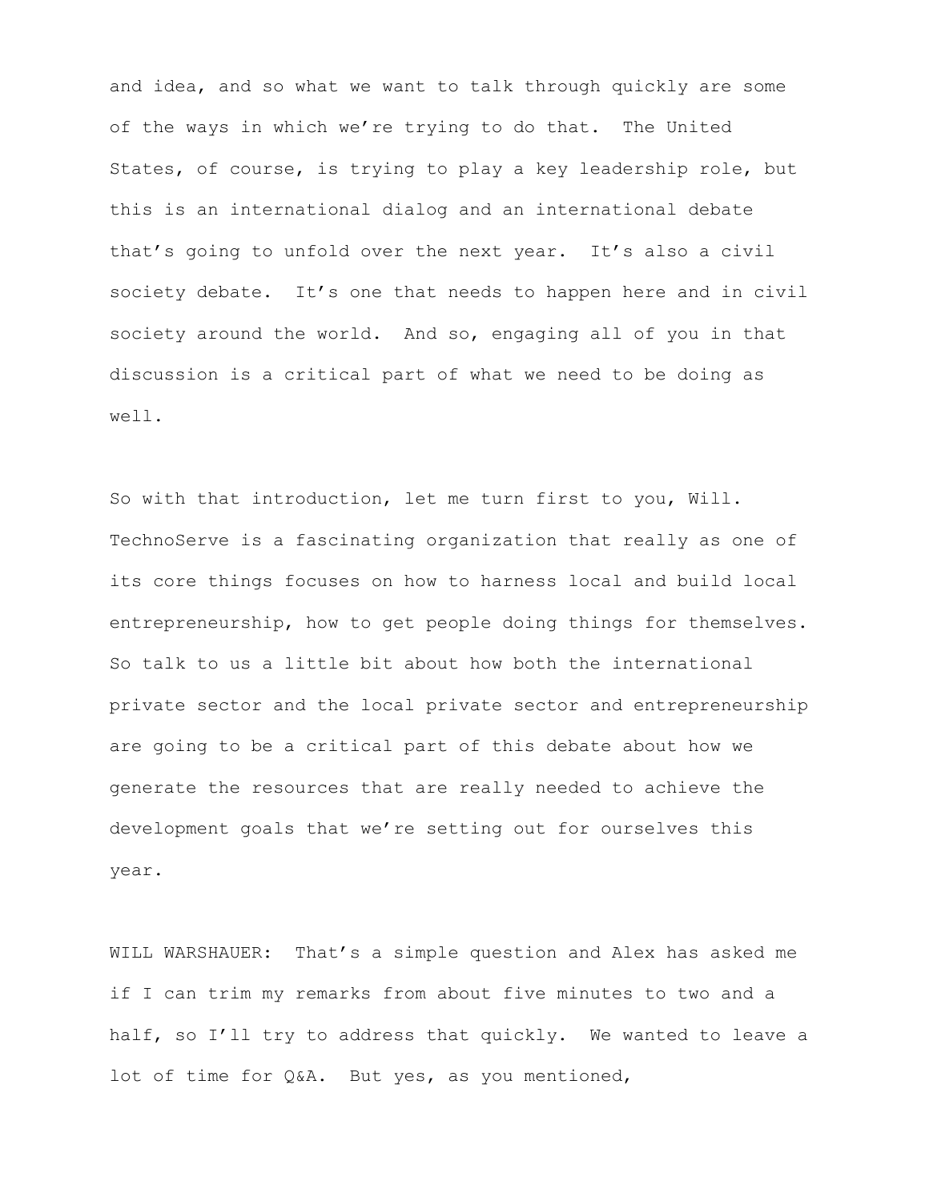and idea, and so what we want to talk through quickly are some of the ways in which we're trying to do that. The United States, of course, is trying to play a key leadership role, but this is an international dialog and an international debate that's going to unfold over the next year. It's also a civil society debate. It's one that needs to happen here and in civil society around the world. And so, engaging all of you in that discussion is a critical part of what we need to be doing as well.

So with that introduction, let me turn first to you, Will. TechnoServe is a fascinating organization that really as one of its core things focuses on how to harness local and build local entrepreneurship, how to get people doing things for themselves. So talk to us a little bit about how both the international private sector and the local private sector and entrepreneurship are going to be a critical part of this debate about how we generate the resources that are really needed to achieve the development goals that we're setting out for ourselves this year.

WILL WARSHAUER: That's a simple question and Alex has asked me if I can trim my remarks from about five minutes to two and a half, so I'll try to address that quickly. We wanted to leave a lot of time for Q&A. But yes, as you mentioned,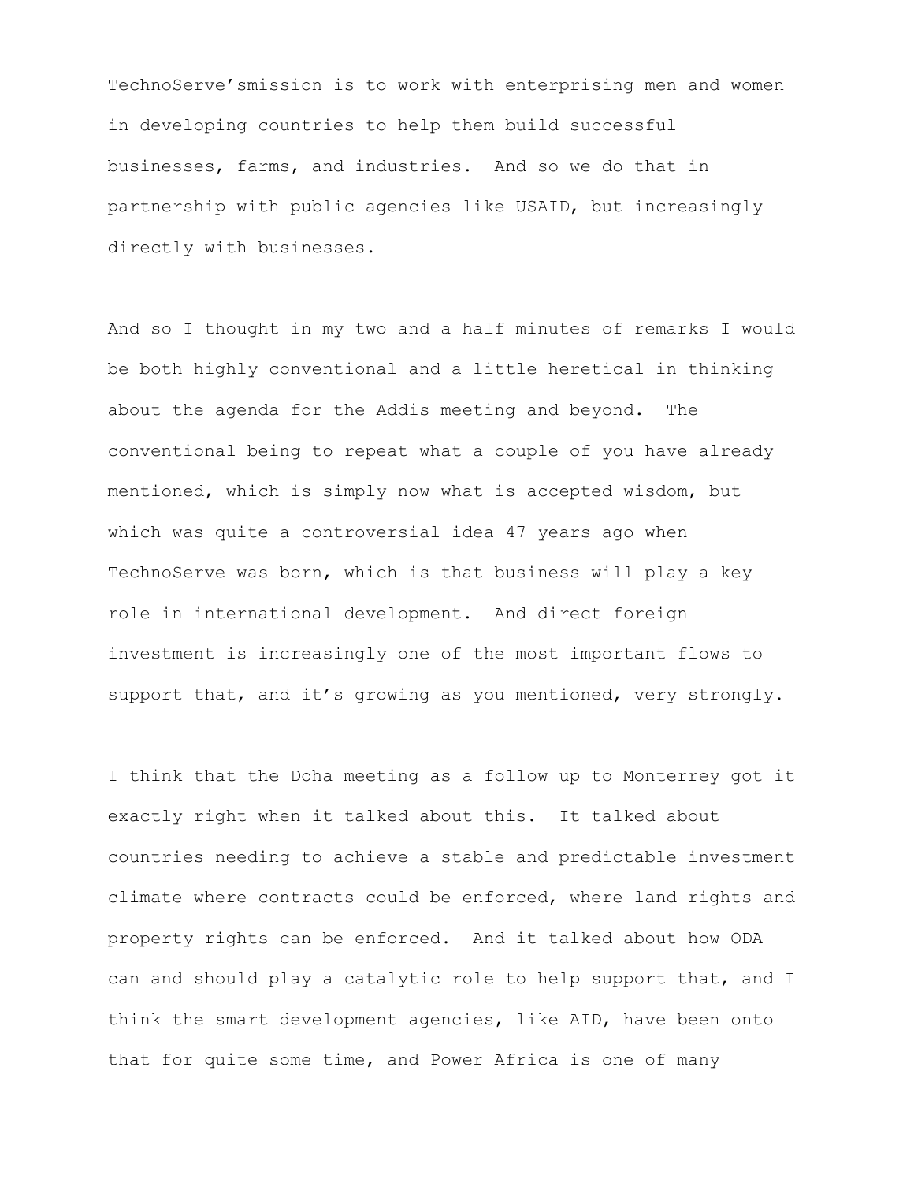TechnoServe’smission is to work with enterprising men and women in developing countries to help them build successful businesses, farms, and industries. And so we do that in partnership with public agencies like USAID, but increasingly directly with businesses.

And so I thought in my two and a half minutes of remarks I would be both highly conventional and a little heretical in thinking about the agenda for the Addis meeting and beyond. The conventional being to repeat what a couple of you have already mentioned, which is simply now what is accepted wisdom, but which was quite a controversial idea 47 years ago when TechnoServe was born, which is that business will play a key role in international development. And direct foreign investment is increasingly one of the most important flows to support that, and it’s growing as you mentioned, very strongly.

I think that the Doha meeting as a follow up to Monterrey got it exactly right when it talked about this. It talked about countries needing to achieve a stable and predictable investment climate where contracts could be enforced, where land rights and property rights can be enforced. And it talked about how ODA can and should play a catalytic role to help support that, and I think the smart development agencies, like AID, have been onto that for quite some time, and Power Africa is one of many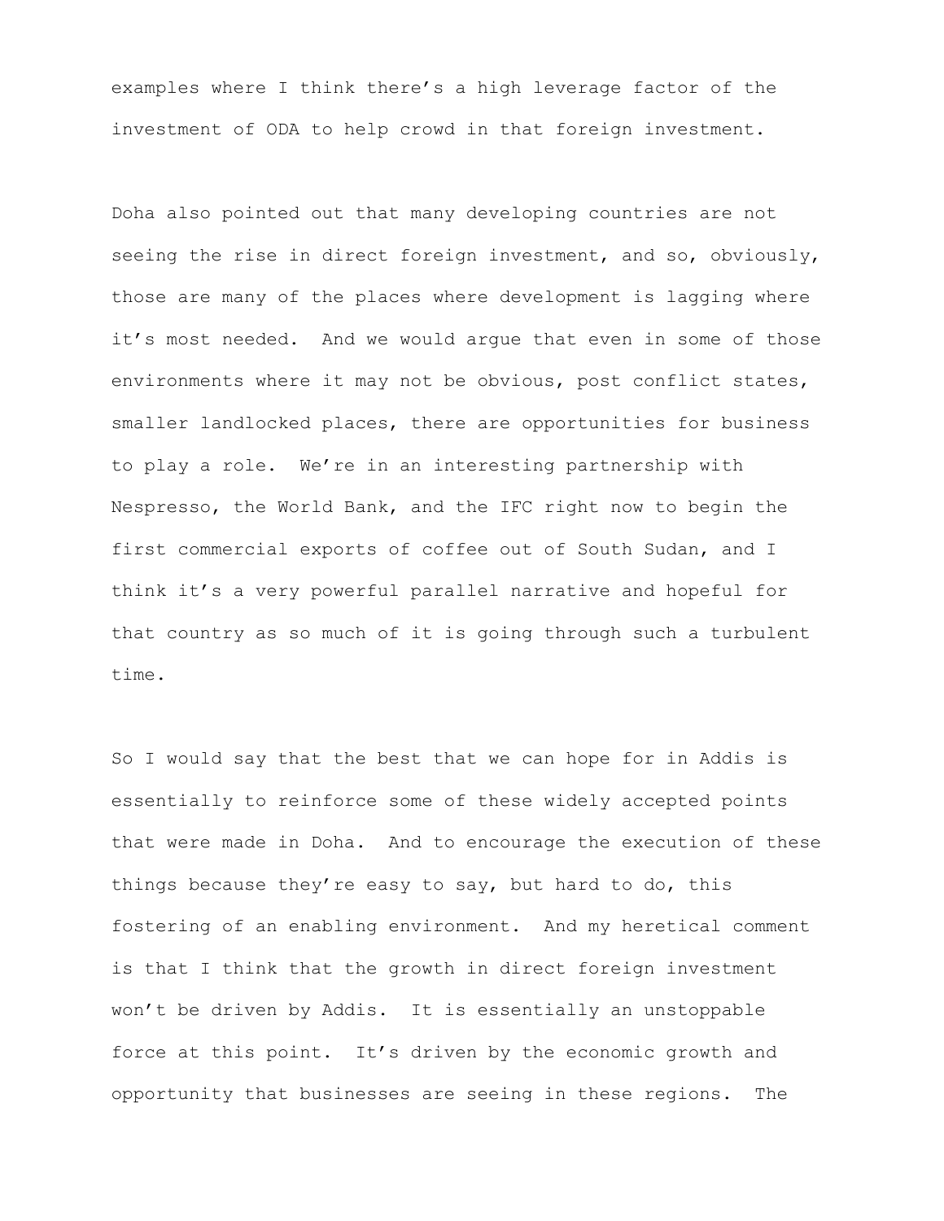examples where I think there's a high leverage factor of the investment of ODA to help crowd in that foreign investment.

Doha also pointed out that many developing countries are not seeing the rise in direct foreign investment, and so, obviously, those are many of the places where development is lagging where it's most needed. And we would argue that even in some of those environments where it may not be obvious, post conflict states, smaller landlocked places, there are opportunities for business to play a role. We're in an interesting partnership with Nespresso, the World Bank, and the IFC right now to begin the first commercial exports of coffee out of South Sudan, and I think it's a very powerful parallel narrative and hopeful for that country as so much of it is going through such a turbulent time.

So I would say that the best that we can hope for in Addis is essentially to reinforce some of these widely accepted points that were made in Doha. And to encourage the execution of these things because they're easy to say, but hard to do, this fostering of an enabling environment. And my heretical comment is that I think that the growth in direct foreign investment won't be driven by Addis. It is essentially an unstoppable force at this point. It's driven by the economic growth and opportunity that businesses are seeing in these regions. The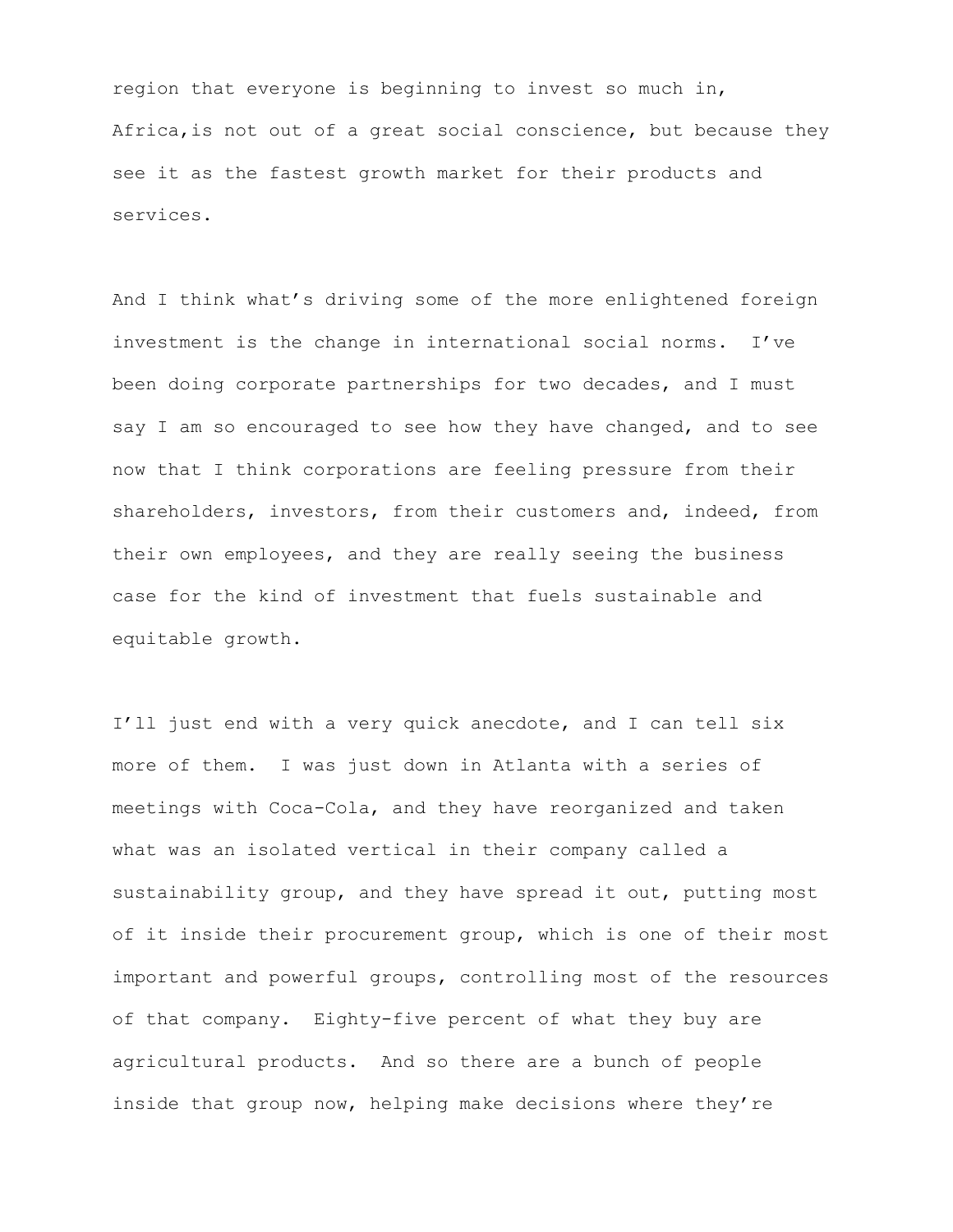region that everyone is beginning to invest so much in, Africa,is not out of a great social conscience, but because they see it as the fastest growth market for their products and services.

And I think what's driving some of the more enlightened foreign investment is the change in international social norms. I've been doing corporate partnerships for two decades, and I must say I am so encouraged to see how they have changed, and to see now that I think corporations are feeling pressure from their shareholders, investors, from their customers and, indeed, from their own employees, and they are really seeing the business case for the kind of investment that fuels sustainable and equitable growth.

I'll just end with a very quick anecdote, and I can tell six more of them. I was just down in Atlanta with a series of meetings with Coca-Cola, and they have reorganized and taken what was an isolated vertical in their company called a sustainability group, and they have spread it out, putting most of it inside their procurement group, which is one of their most important and powerful groups, controlling most of the resources of that company. Eighty-five percent of what they buy are agricultural products. And so there are a bunch of people inside that group now, helping make decisions where they're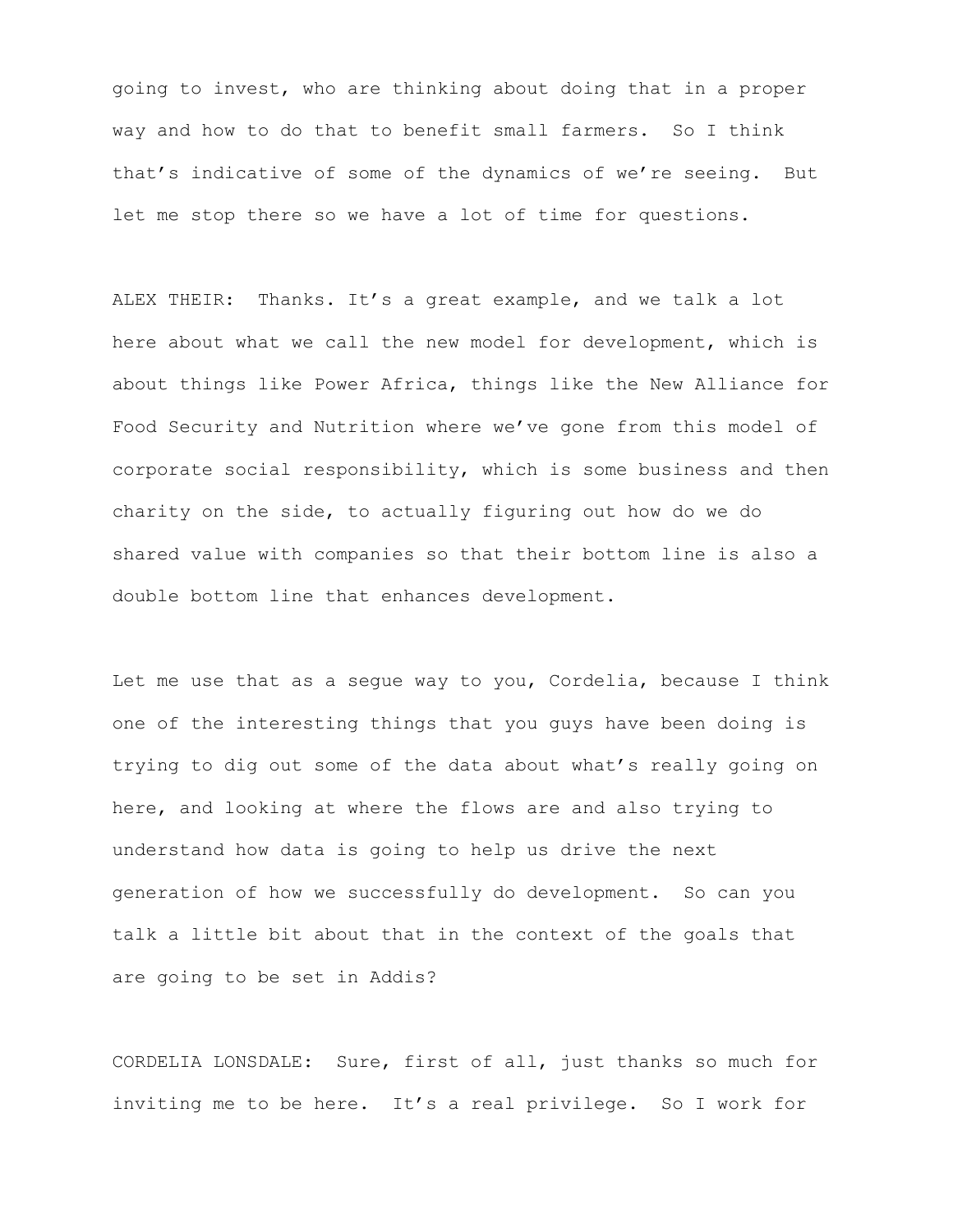going to invest, who are thinking about doing that in a proper way and how to do that to benefit small farmers. So I think that's indicative of some of the dynamics of we're seeing. But let me stop there so we have a lot of time for questions.

ALEX THEIR: Thanks. It's a great example, and we talk a lot here about what we call the new model for development, which is about things like Power Africa, things like the New Alliance for Food Security and Nutrition where we've gone from this model of corporate social responsibility, which is some business and then charity on the side, to actually figuring out how do we do shared value with companies so that their bottom line is also a double bottom line that enhances development.

Let me use that as a segue way to you, Cordelia, because I think one of the interesting things that you guys have been doing is trying to dig out some of the data about what's really going on here, and looking at where the flows are and also trying to understand how data is going to help us drive the next generation of how we successfully do development. So can you talk a little bit about that in the context of the goals that are going to be set in Addis?

CORDELIA LONSDALE: Sure, first of all, just thanks so much for inviting me to be here. It's a real privilege. So I work for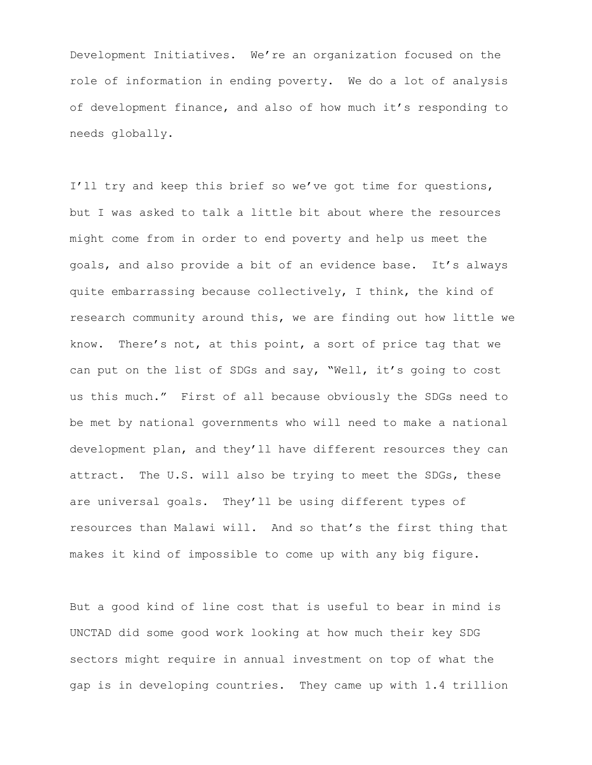Development Initiatives. We're an organization focused on the role of information in ending poverty. We do a lot of analysis of development finance, and also of how much it's responding to needs globally.

I'll try and keep this brief so we've got time for questions, but I was asked to talk a little bit about where the resources might come from in order to end poverty and help us meet the goals, and also provide a bit of an evidence base. It's always quite embarrassing because collectively, I think, the kind of research community around this, we are finding out how little we know. There's not, at this point, a sort of price tag that we can put on the list of SDGs and say, "Well, it's going to cost us this much." First of all because obviously the SDGs need to be met by national governments who will need to make a national development plan, and they'll have different resources they can attract. The U.S. will also be trying to meet the SDGs, these are universal goals. They'll be using different types of resources than Malawi will. And so that's the first thing that makes it kind of impossible to come up with any big figure.

But a good kind of line cost that is useful to bear in mind is UNCTAD did some good work looking at how much their key SDG sectors might require in annual investment on top of what the gap is in developing countries. They came up with 1.4 trillion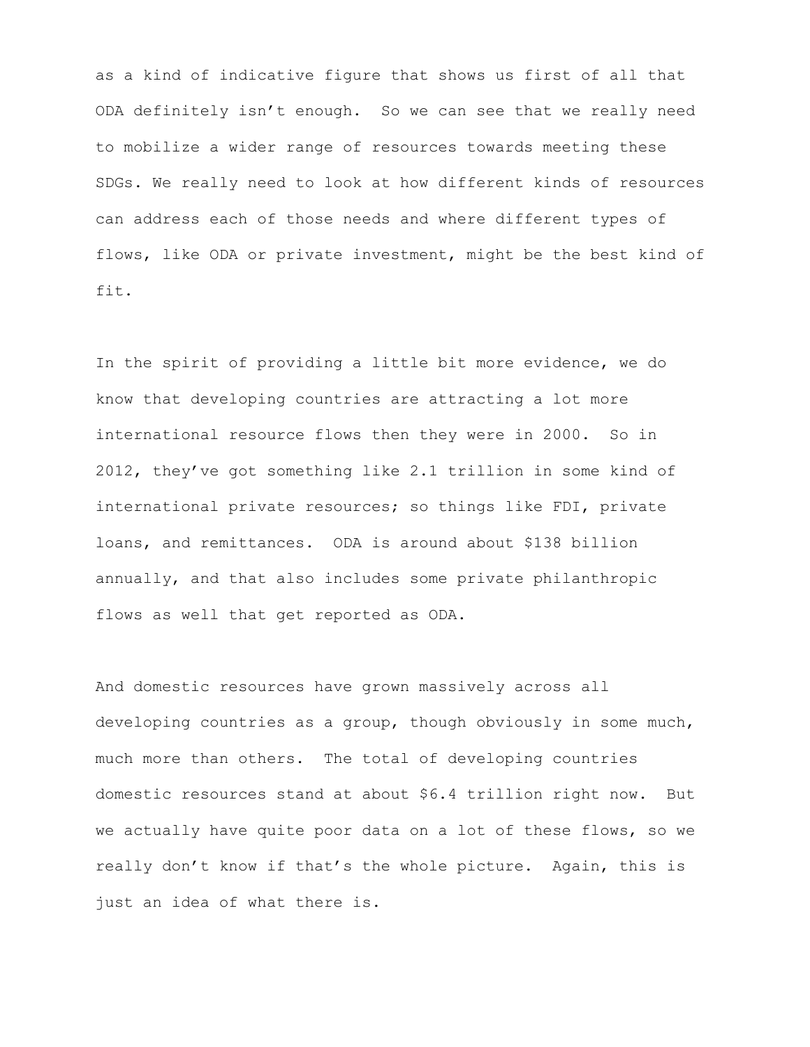as a kind of indicative figure that shows us first of all that ODA definitely isn't enough. So we can see that we really need to mobilize a wider range of resources towards meeting these SDGs. We really need to look at how different kinds of resources can address each of those needs and where different types of flows, like ODA or private investment, might be the best kind of fit.

In the spirit of providing a little bit more evidence, we do know that developing countries are attracting a lot more international resource flows then they were in 2000. So in 2012, they've got something like 2.1 trillion in some kind of international private resources; so things like FDI, private loans, and remittances. ODA is around about $138 billion annually, and that also includes some private philanthropic flows as well that get reported as ODA.

And domestic resources have grown massively across all developing countries as a group, though obviously in some much, much more than others. The total of developing countries domestic resources stand at about $6.4 trillion right now. But we actually have quite poor data on a lot of these flows, so we really don't know if that's the whole picture. Again, this is just an idea of what there is.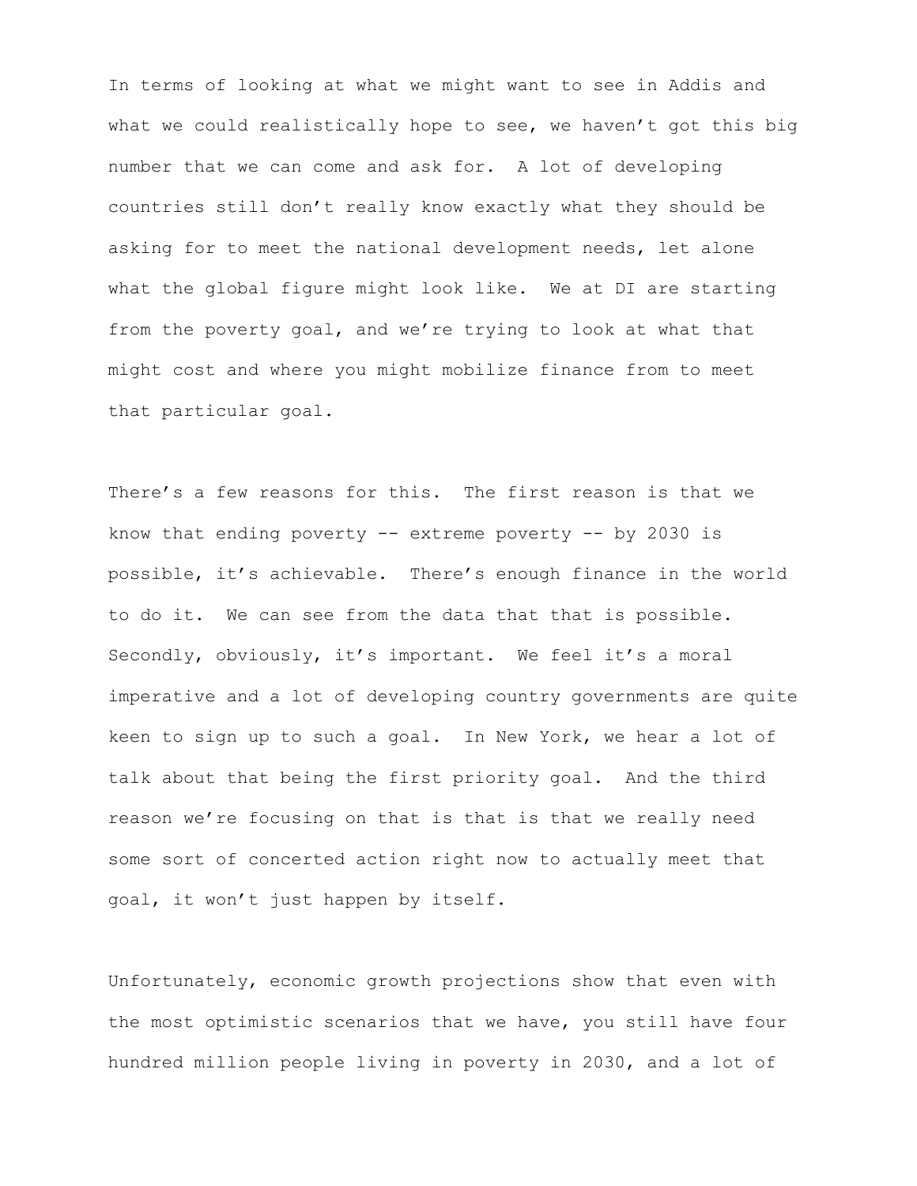In terms of looking at what we might want to see in Addis and what we could realistically hope to see, we haven't got this big number that we can come and ask for. A lot of developing countries still don't really know exactly what they should be asking for to meet the national development needs, let alone what the global figure might look like. We at DI are starting from the poverty goal, and we're trying to look at what that might cost and where you might mobilize finance from to meet that particular goal.

There's a few reasons for this. The first reason is that we know that ending poverty -- extreme poverty -- by 2030 is possible, it's achievable. There's enough finance in the world to do it. We can see from the data that that is possible. Secondly, obviously, it's important. We feel it's a moral imperative and a lot of developing country governments are quite keen to sign up to such a goal. In New York, we hear a lot of talk about that being the first priority goal. And the third reason we're focusing on that is that is that we really need some sort of concerted action right now to actually meet that goal, it won't just happen by itself.

Unfortunately, economic growth projections show that even with the most optimistic scenarios that we have, you still have four hundred million people living in poverty in 2030, and a lot of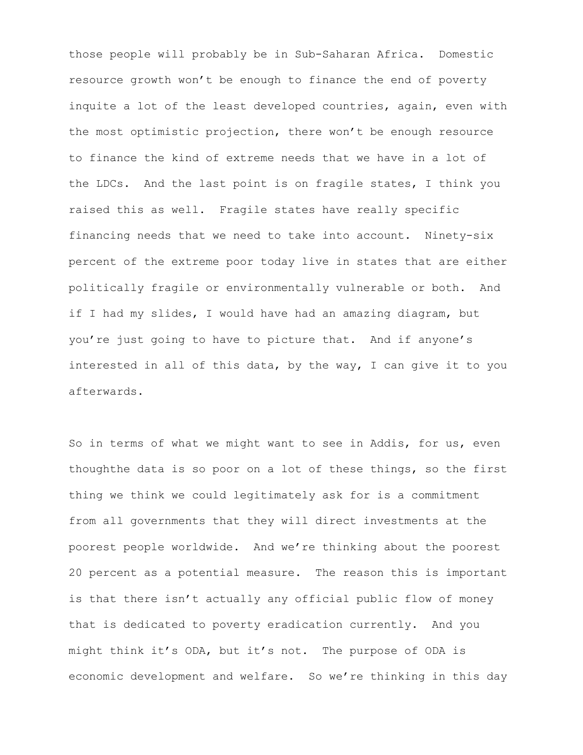those people will probably be in Sub-Saharan Africa. Domestic resource growth won't be enough to finance the end of poverty inquite a lot of the least developed countries, again, even with the most optimistic projection, there won't be enough resource to finance the kind of extreme needs that we have in a lot of the LDCs. And the last point is on fragile states, I think you raised this as well. Fragile states have really specific financing needs that we need to take into account. Ninety-six percent of the extreme poor today live in states that are either politically fragile or environmentally vulnerable or both. And if I had my slides, I would have had an amazing diagram, but you're just going to have to picture that. And if anyone's interested in all of this data, by the way, I can give it to you afterwards.

So in terms of what we might want to see in Addis, for us, even thoughthe data is so poor on a lot of these things, so the first thing we think we could legitimately ask for is a commitment from all governments that they will direct investments at the poorest people worldwide. And we're thinking about the poorest 20 percent as a potential measure. The reason this is important is that there isn't actually any official public flow of money that is dedicated to poverty eradication currently. And you might think it's ODA, but it's not. The purpose of ODA is economic development and welfare. So we're thinking in this day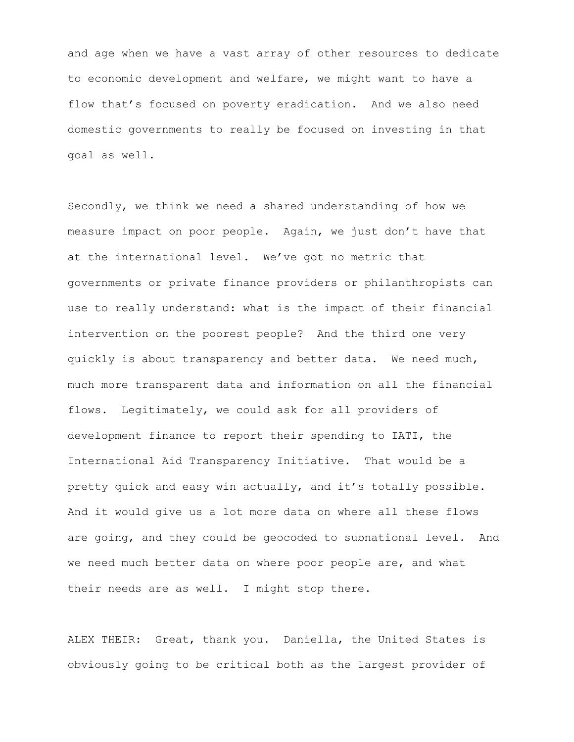and age when we have a vast array of other resources to dedicate to economic development and welfare, we might want to have a flow that's focused on poverty eradication. And we also need domestic governments to really be focused on investing in that goal as well.

Secondly, we think we need a shared understanding of how we measure impact on poor people. Again, we just don't have that at the international level. We've got no metric that governments or private finance providers or philanthropists can use to really understand: what is the impact of their financial intervention on the poorest people? And the third one very quickly is about transparency and better data. We need much, much more transparent data and information on all the financial flows. Legitimately, we could ask for all providers of development finance to report their spending to IATI, the International Aid Transparency Initiative. That would be a pretty quick and easy win actually, and it's totally possible. And it would give us a lot more data on where all these flows are going, and they could be geocoded to subnational level. And we need much better data on where poor people are, and what their needs are as well. I might stop there.

ALEX THEIR: Great, thank you. Daniella, the United States is obviously going to be critical both as the largest provider of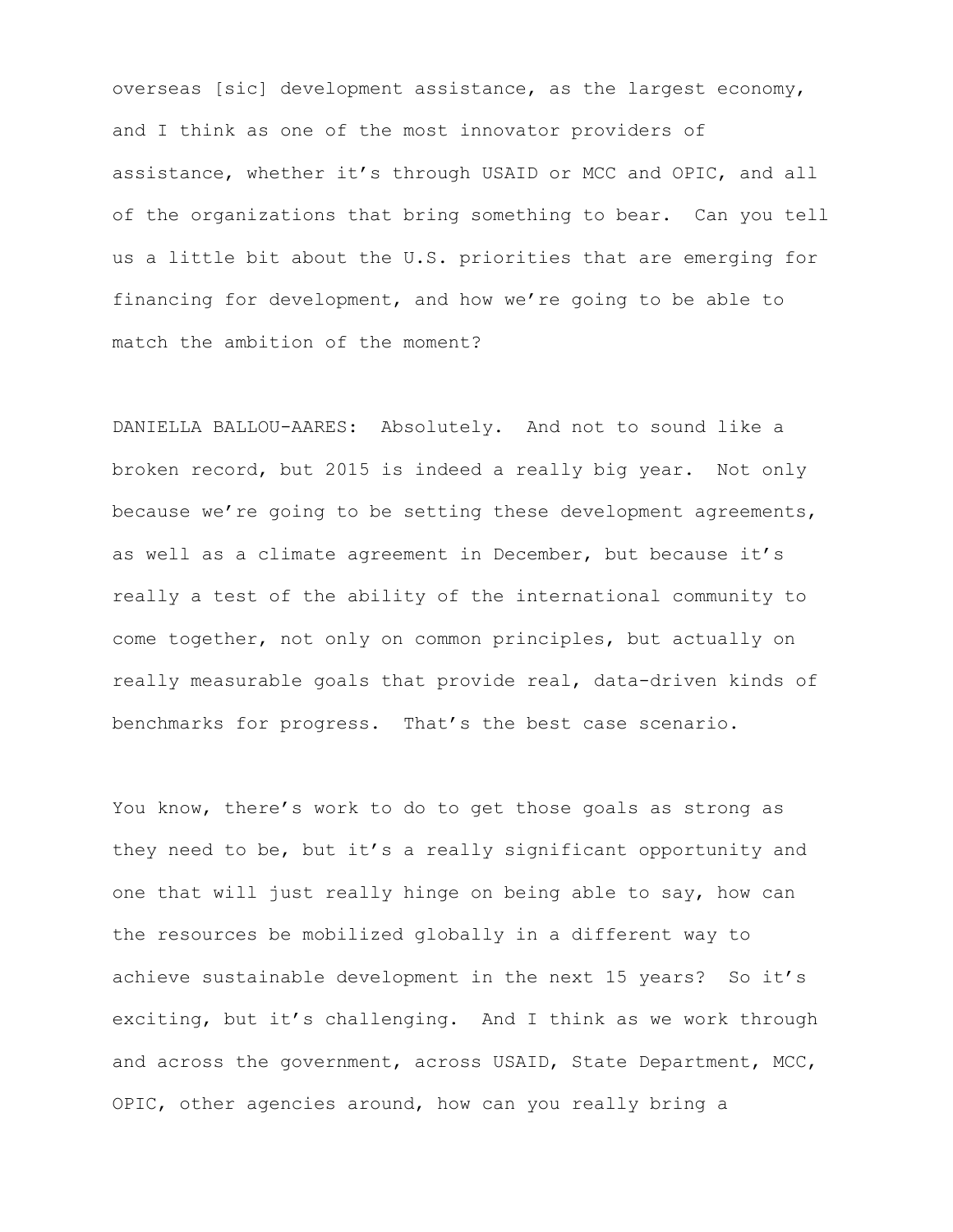overseas [sic] development assistance, as the largest economy, and I think as one of the most innovator providers of assistance, whether it's through USAID or MCC and OPIC, and all of the organizations that bring something to bear. Can you tell us a little bit about the U.S. priorities that are emerging for financing for development, and how we're going to be able to match the ambition of the moment?

DANIELLA BALLOU-AARES: Absolutely. And not to sound like a broken record, but 2015 is indeed a really big year. Not only because we're going to be setting these development agreements, as well as a climate agreement in December, but because it's really a test of the ability of the international community to come together, not only on common principles, but actually on really measurable goals that provide real, data-driven kinds of benchmarks for progress. That's the best case scenario.

You know, there's work to do to get those goals as strong as they need to be, but it's a really significant opportunity and one that will just really hinge on being able to say, how can the resources be mobilized globally in a different way to achieve sustainable development in the next 15 years? So it's exciting, but it's challenging. And I think as we work through and across the government, across USAID, State Department, MCC, OPIC, other agencies around, how can you really bring a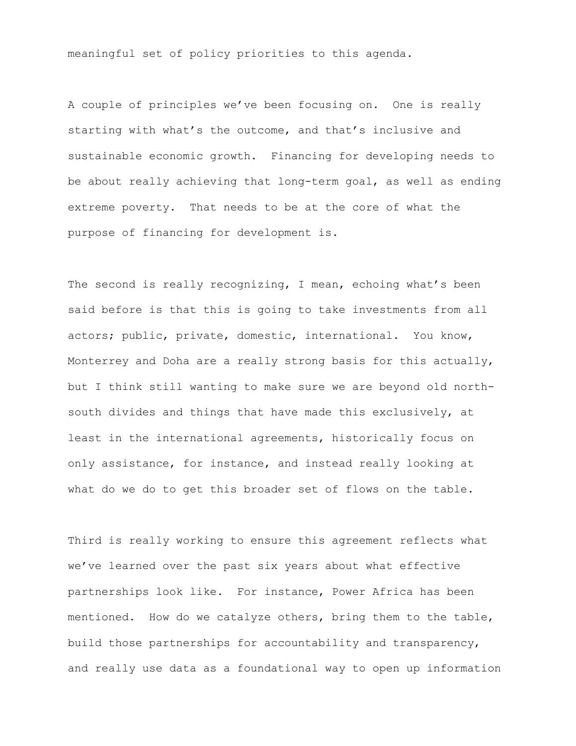meaningful set of policy priorities to this agenda.

A couple of principles we've been focusing on. One is really starting with what's the outcome, and that's inclusive and sustainable economic growth. Financing for developing needs to be about really achieving that long-term goal, as well as ending extreme poverty. That needs to be at the core of what the purpose of financing for development is.

The second is really recognizing, I mean, echoing what's been said before is that this is going to take investments from all actors; public, private, domestic, international. You know, Monterrey and Doha are a really strong basis for this actually, but I think still wanting to make sure we are beyond old north-south divides and things that have made this exclusively, at least in the international agreements, historically focus on only assistance, for instance, and instead really looking at what do we do to get this broader set of flows on the table.

Third is really working to ensure this agreement reflects what we've learned over the past six years about what effective partnerships look like. For instance, Power Africa has been mentioned. How do we catalyze others, bring them to the table, build those partnerships for accountability and transparency, and really use data as a foundational way to open up information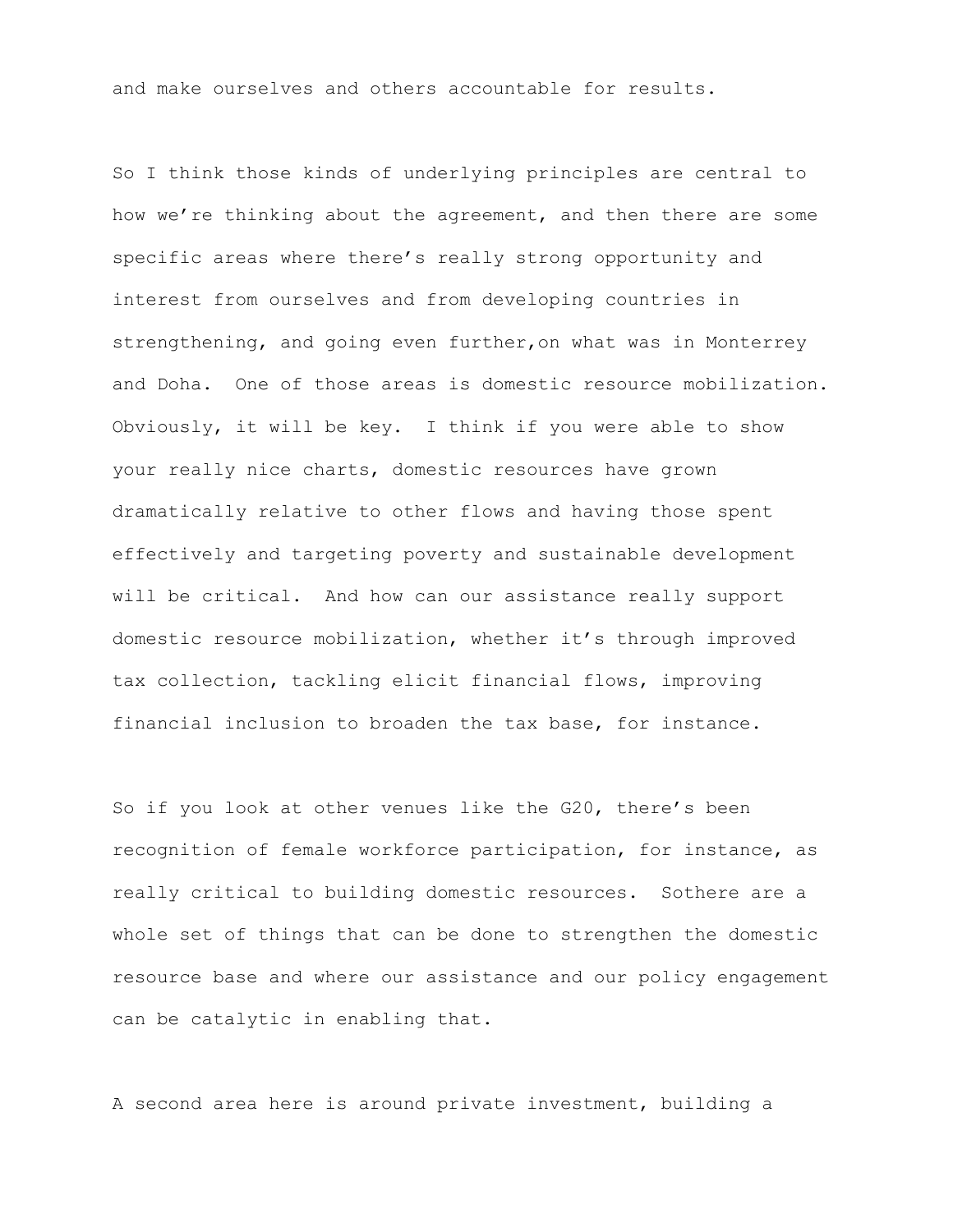and make ourselves and others accountable for results.

So I think those kinds of underlying principles are central to how we're thinking about the agreement, and then there are some specific areas where there's really strong opportunity and interest from ourselves and from developing countries in strengthening, and going even further,on what was in Monterrey and Doha. One of those areas is domestic resource mobilization. Obviously, it will be key. I think if you were able to show your really nice charts, domestic resources have grown dramatically relative to other flows and having those spent effectively and targeting poverty and sustainable development will be critical. And how can our assistance really support domestic resource mobilization, whether it's through improved tax collection, tackling elicit financial flows, improving financial inclusion to broaden the tax base, for instance.

So if you look at other venues like the G20, there's been recognition of female workforce participation, for instance, as really critical to building domestic resources. Sothere are a whole set of things that can be done to strengthen the domestic resource base and where our assistance and our policy engagement can be catalytic in enabling that.

A second area here is around private investment, building a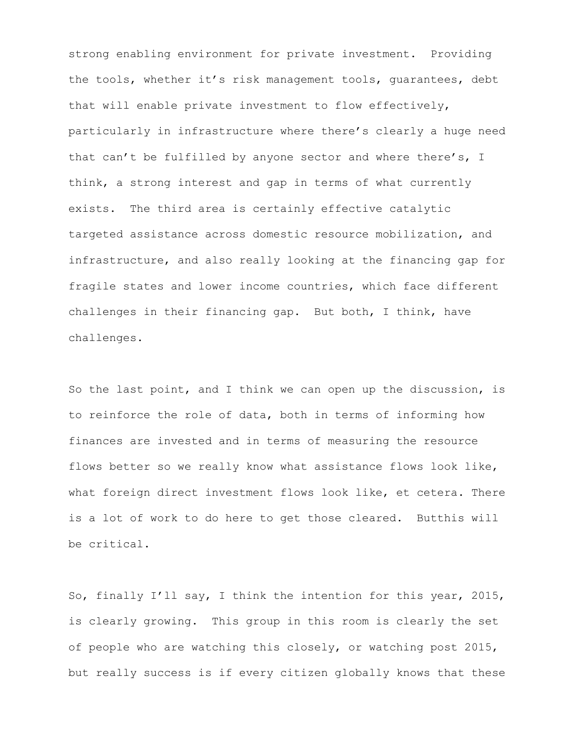strong enabling environment for private investment. Providing the tools, whether it's risk management tools, guarantees, debt that will enable private investment to flow effectively, particularly in infrastructure where there's clearly a huge need that can't be fulfilled by anyone sector and where there's, I think, a strong interest and gap in terms of what currently exists. The third area is certainly effective catalytic targeted assistance across domestic resource mobilization, and infrastructure, and also really looking at the financing gap for fragile states and lower income countries, which face different challenges in their financing gap. But both, I think, have challenges.

So the last point, and I think we can open up the discussion, is to reinforce the role of data, both in terms of informing how finances are invested and in terms of measuring the resource flows better so we really know what assistance flows look like, what foreign direct investment flows look like, et cetera. There is a lot of work to do here to get those cleared. Butthis will be critical.

So, finally I'll say, I think the intention for this year, 2015, is clearly growing. This group in this room is clearly the set of people who are watching this closely, or watching post 2015, but really success is if every citizen globally knows that these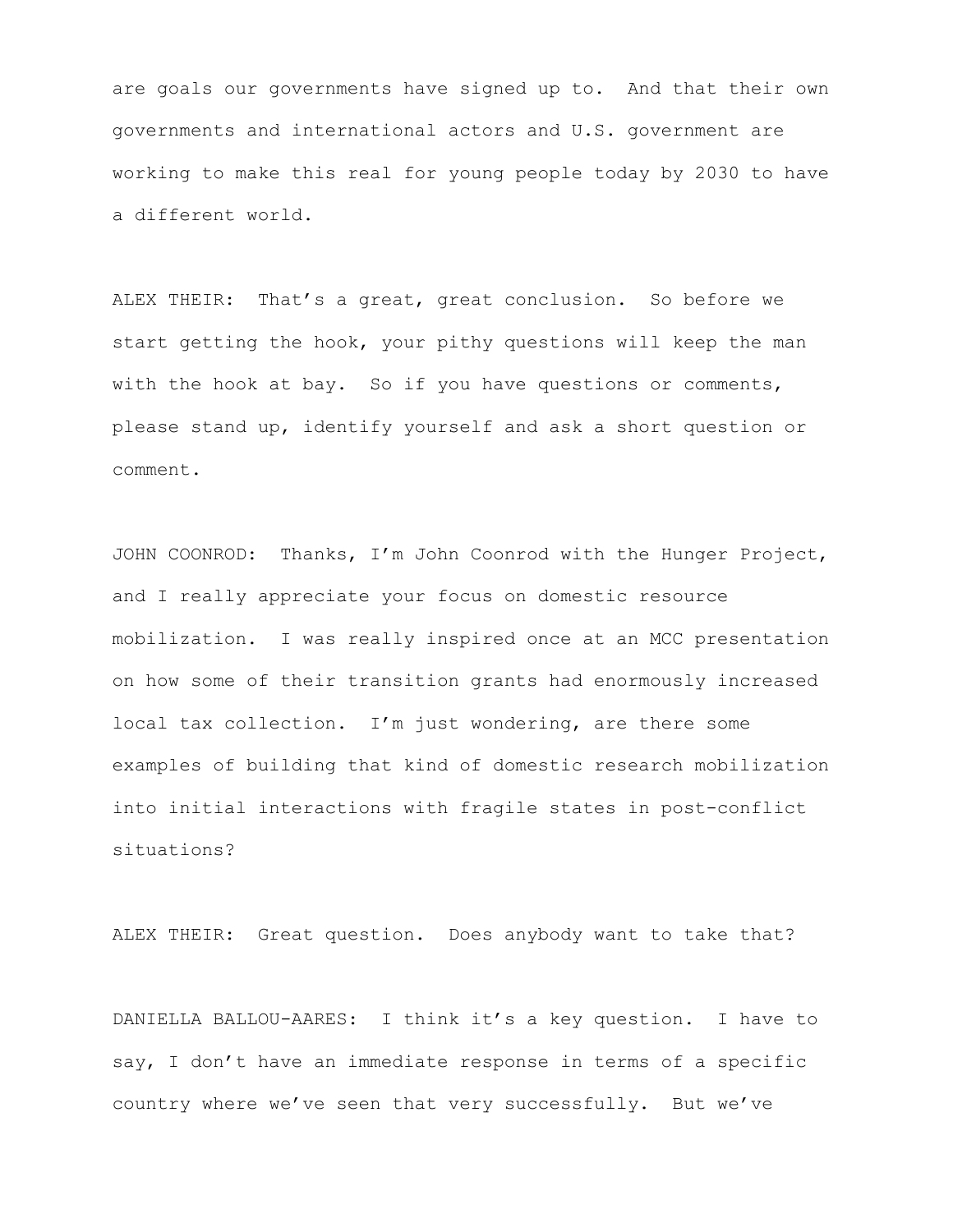are goals our governments have signed up to. And that their own governments and international actors and U.S. government are working to make this real for young people today by 2030 to have a different world.

ALEX THEIR: That's a great, great conclusion. So before we start getting the hook, your pithy questions will keep the man with the hook at bay. So if you have questions or comments, please stand up, identify yourself and ask a short question or comment.

JOHN COONROD: Thanks, I'm John Coonrod with the Hunger Project, and I really appreciate your focus on domestic resource mobilization. I was really inspired once at an MCC presentation on how some of their transition grants had enormously increased local tax collection. I'm just wondering, are there some examples of building that kind of domestic research mobilization into initial interactions with fragile states in post-conflict situations?

ALEX THEIR: Great question. Does anybody want to take that?

DANIELLA BALLOU-AARES: I think it's a key question. I have to say, I don't have an immediate response in terms of a specific country where we've seen that very successfully. But we've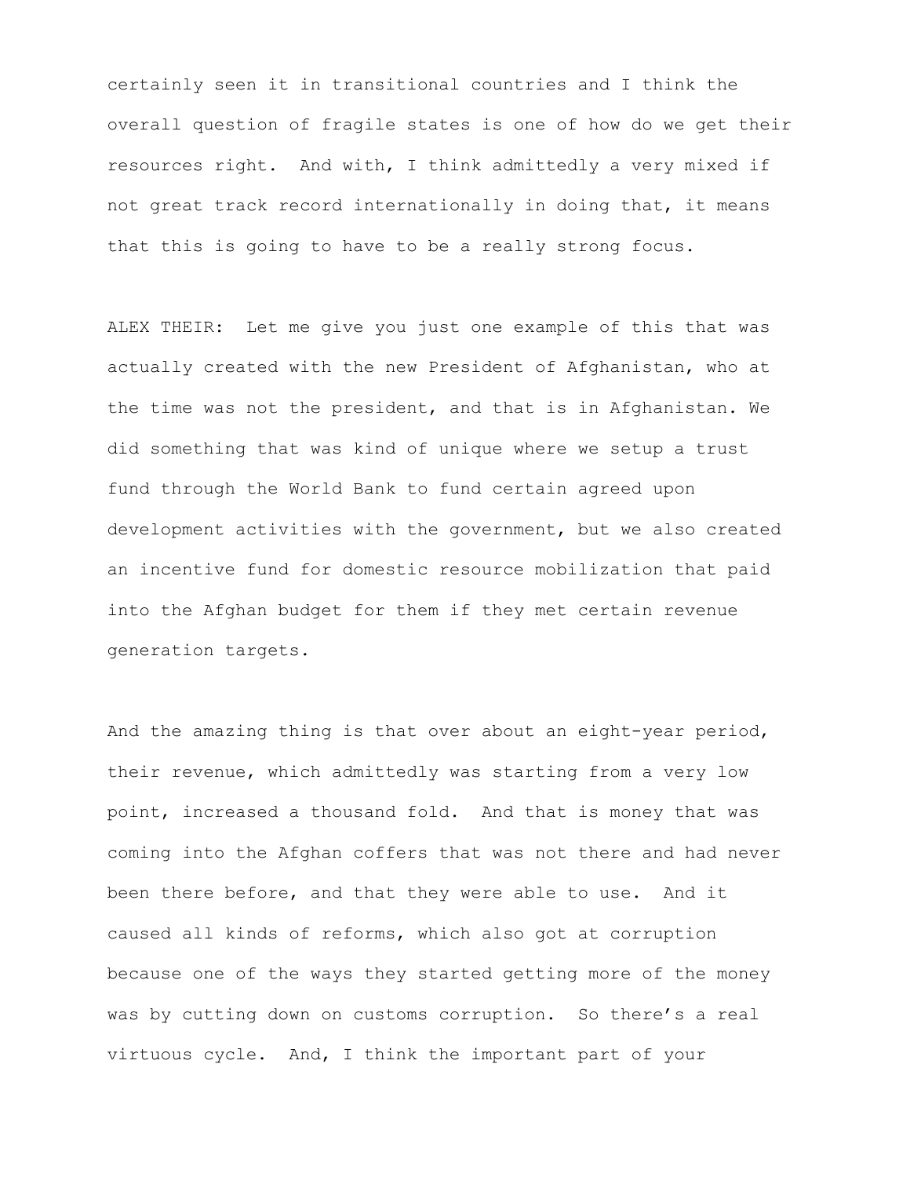certainly seen it in transitional countries and I think the overall question of fragile states is one of how do we get their resources right. And with, I think admittedly a very mixed if not great track record internationally in doing that, it means that this is going to have to be a really strong focus.

ALEX THEIR: Let me give you just one example of this that was actually created with the new President of Afghanistan, who at the time was not the president, and that is in Afghanistan. We did something that was kind of unique where we setup a trust fund through the World Bank to fund certain agreed upon development activities with the government, but we also created an incentive fund for domestic resource mobilization that paid into the Afghan budget for them if they met certain revenue generation targets.

And the amazing thing is that over about an eight-year period, their revenue, which admittedly was starting from a very low point, increased a thousand fold. And that is money that was coming into the Afghan coffers that was not there and had never been there before, and that they were able to use. And it caused all kinds of reforms, which also got at corruption because one of the ways they started getting more of the money was by cutting down on customs corruption. So there's a real virtuous cycle. And, I think the important part of your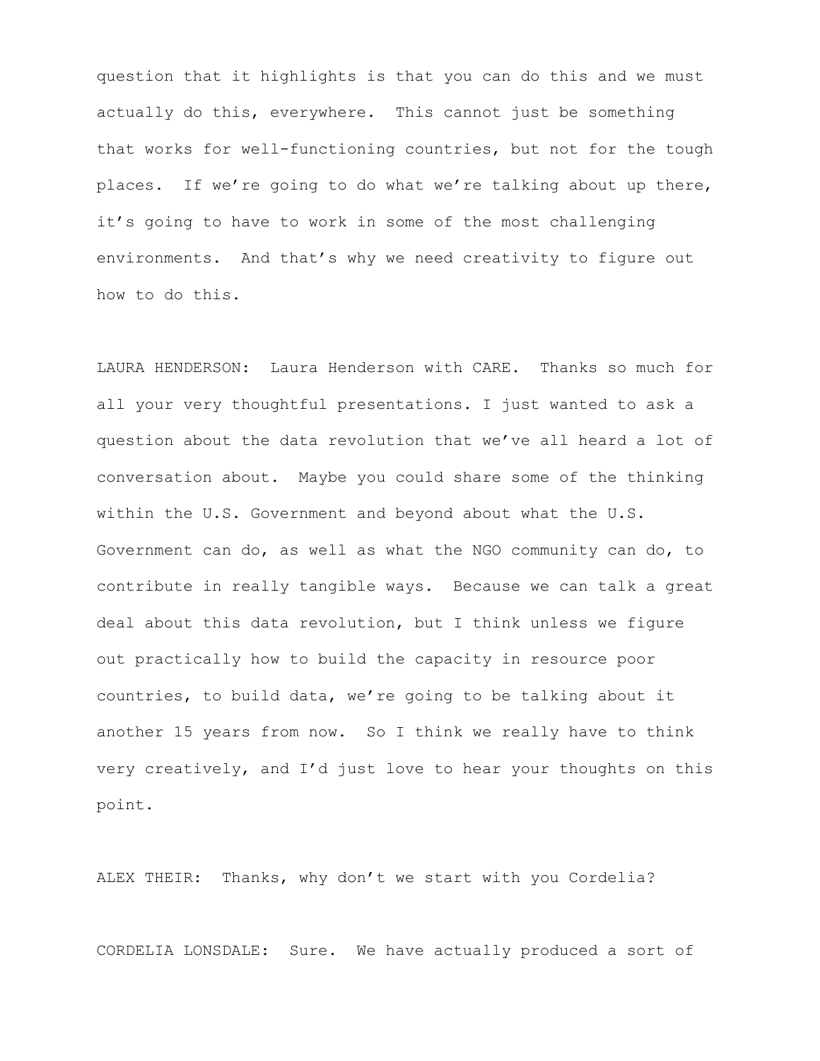question that it highlights is that you can do this and we must actually do this, everywhere. This cannot just be something that works for well-functioning countries, but not for the tough places. If we're going to do what we're talking about up there, it's going to have to work in some of the most challenging environments. And that's why we need creativity to figure out how to do this.

LAURA HENDERSON: Laura Henderson with CARE. Thanks so much for all your very thoughtful presentations. I just wanted to ask a question about the data revolution that we've all heard a lot of conversation about. Maybe you could share some of the thinking within the U.S. Government and beyond about what the U.S. Government can do, as well as what the NGO community can do, to contribute in really tangible ways. Because we can talk a great deal about this data revolution, but I think unless we figure out practically how to build the capacity in resource poor countries, to build data, we're going to be talking about it another 15 years from now. So I think we really have to think very creatively, and I'd just love to hear your thoughts on this point.

ALEX THEIR: Thanks, why don't we start with you Cordelia?

CORDELIA LONSDALE: Sure. We have actually produced a sort of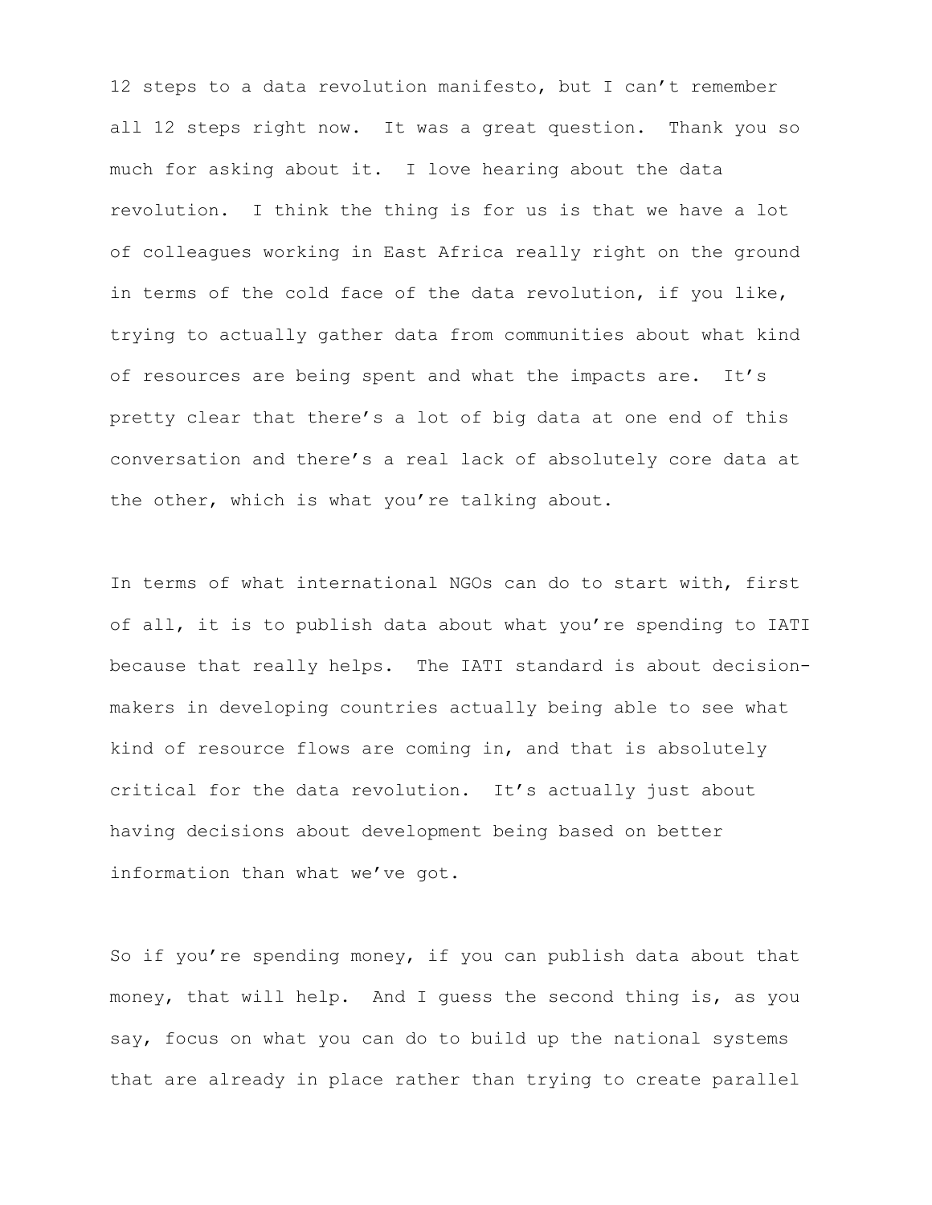12 steps to a data revolution manifesto, but I can't remember all 12 steps right now. It was a great question. Thank you so much for asking about it. I love hearing about the data revolution. I think the thing is for us is that we have a lot of colleagues working in East Africa really right on the ground in terms of the cold face of the data revolution, if you like, trying to actually gather data from communities about what kind of resources are being spent and what the impacts are. It's pretty clear that there's a lot of big data at one end of this conversation and there's a real lack of absolutely core data at the other, which is what you're talking about.

In terms of what international NGOs can do to start with, first of all, it is to publish data about what you're spending to IATI because that really helps. The IATI standard is about decision-makers in developing countries actually being able to see what kind of resource flows are coming in, and that is absolutely critical for the data revolution. It's actually just about having decisions about development being based on better information than what we've got.

So if you're spending money, if you can publish data about that money, that will help. And I guess the second thing is, as you say, focus on what you can do to build up the national systems that are already in place rather than trying to create parallel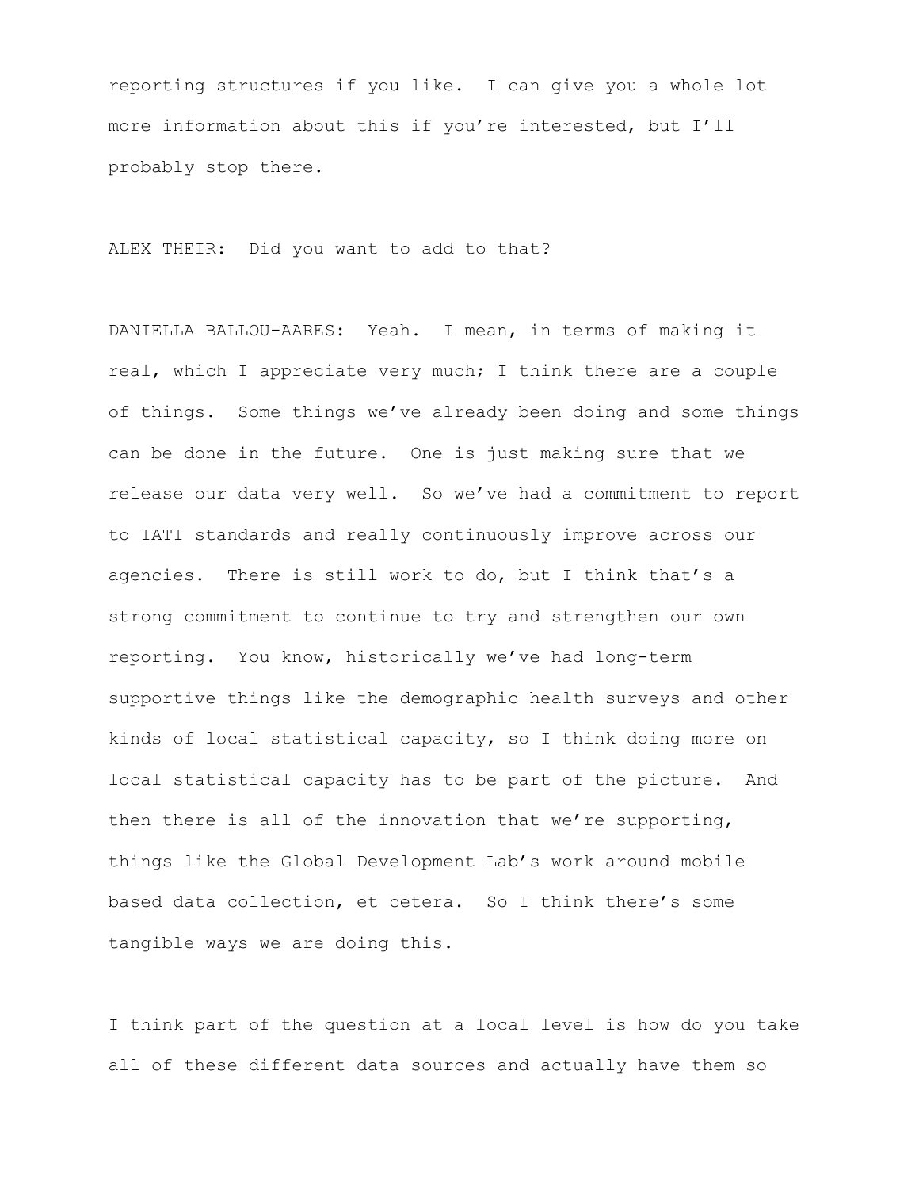reporting structures if you like. I can give you a whole lot more information about this if you're interested, but I'll probably stop there.

ALEX THEIR: Did you want to add to that?

DANIELLA BALLOU-AARES: Yeah. I mean, in terms of making it real, which I appreciate very much; I think there are a couple of things. Some things we've already been doing and some things can be done in the future. One is just making sure that we release our data very well. So we've had a commitment to report to IATI standards and really continuously improve across our agencies. There is still work to do, but I think that's a strong commitment to continue to try and strengthen our own reporting. You know, historically we've had long-term supportive things like the demographic health surveys and other kinds of local statistical capacity, so I think doing more on local statistical capacity has to be part of the picture. And then there is all of the innovation that we're supporting, things like the Global Development Lab's work around mobile based data collection, et cetera. So I think there's some tangible ways we are doing this.

I think part of the question at a local level is how do you take all of these different data sources and actually have them so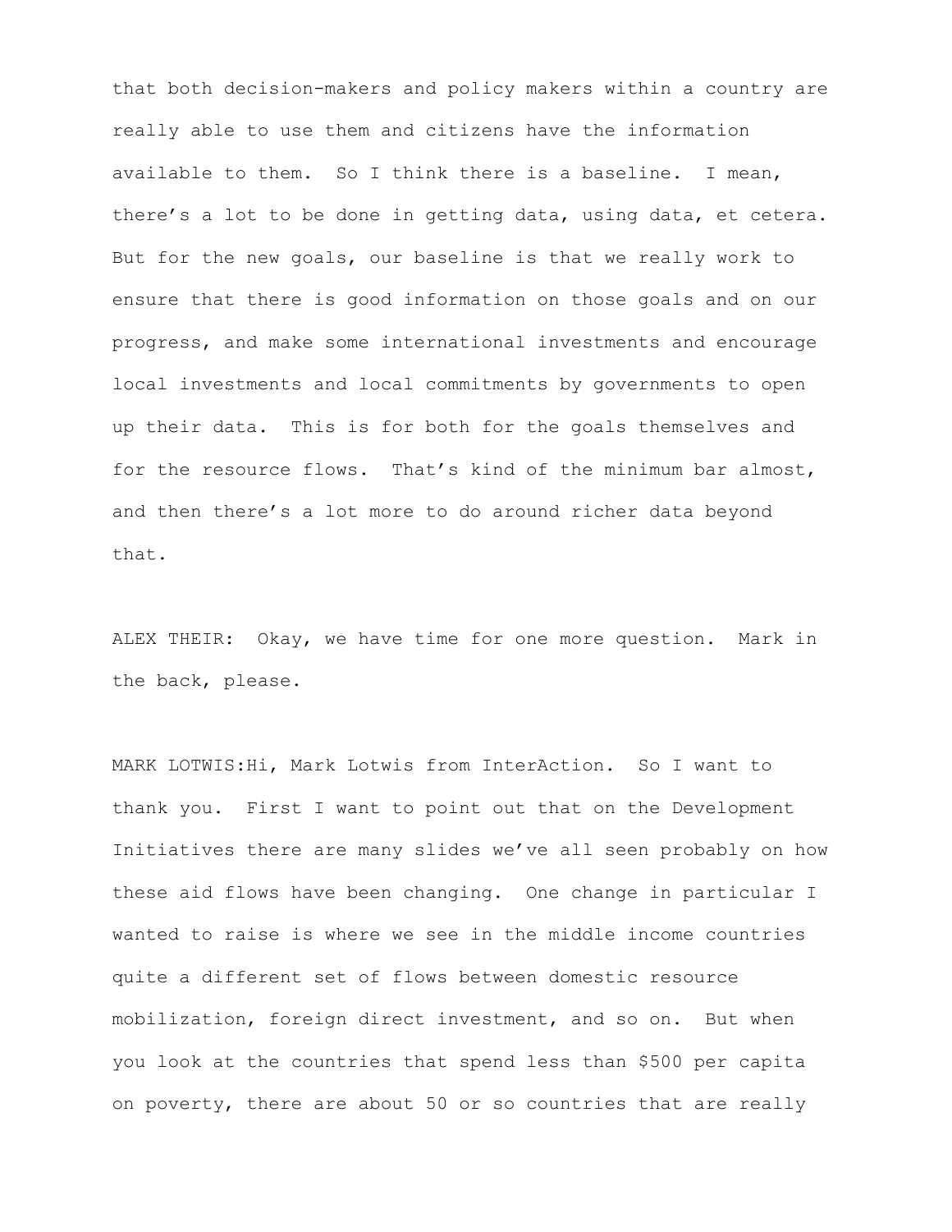that both decision-makers and policy makers within a country are really able to use them and citizens have the information available to them. So I think there is a baseline. I mean, there's a lot to be done in getting data, using data, et cetera. But for the new goals, our baseline is that we really work to ensure that there is good information on those goals and on our progress, and make some international investments and encourage local investments and local commitments by governments to open up their data. This is for both for the goals themselves and for the resource flows. That's kind of the minimum bar almost, and then there's a lot more to do around richer data beyond that.

ALEX THEIR: Okay, we have time for one more question. Mark in the back, please.

MARK LOTWIS:Hi, Mark Lotwis from InterAction. So I want to thank you. First I want to point out that on the Development Initiatives there are many slides we've all seen probably on how these aid flows have been changing. One change in particular I wanted to raise is where we see in the middle income countries quite a different set of flows between domestic resource mobilization, foreign direct investment, and so on. But when you look at the countries that spend less than $500 per capita on poverty, there are about 50 or so countries that are really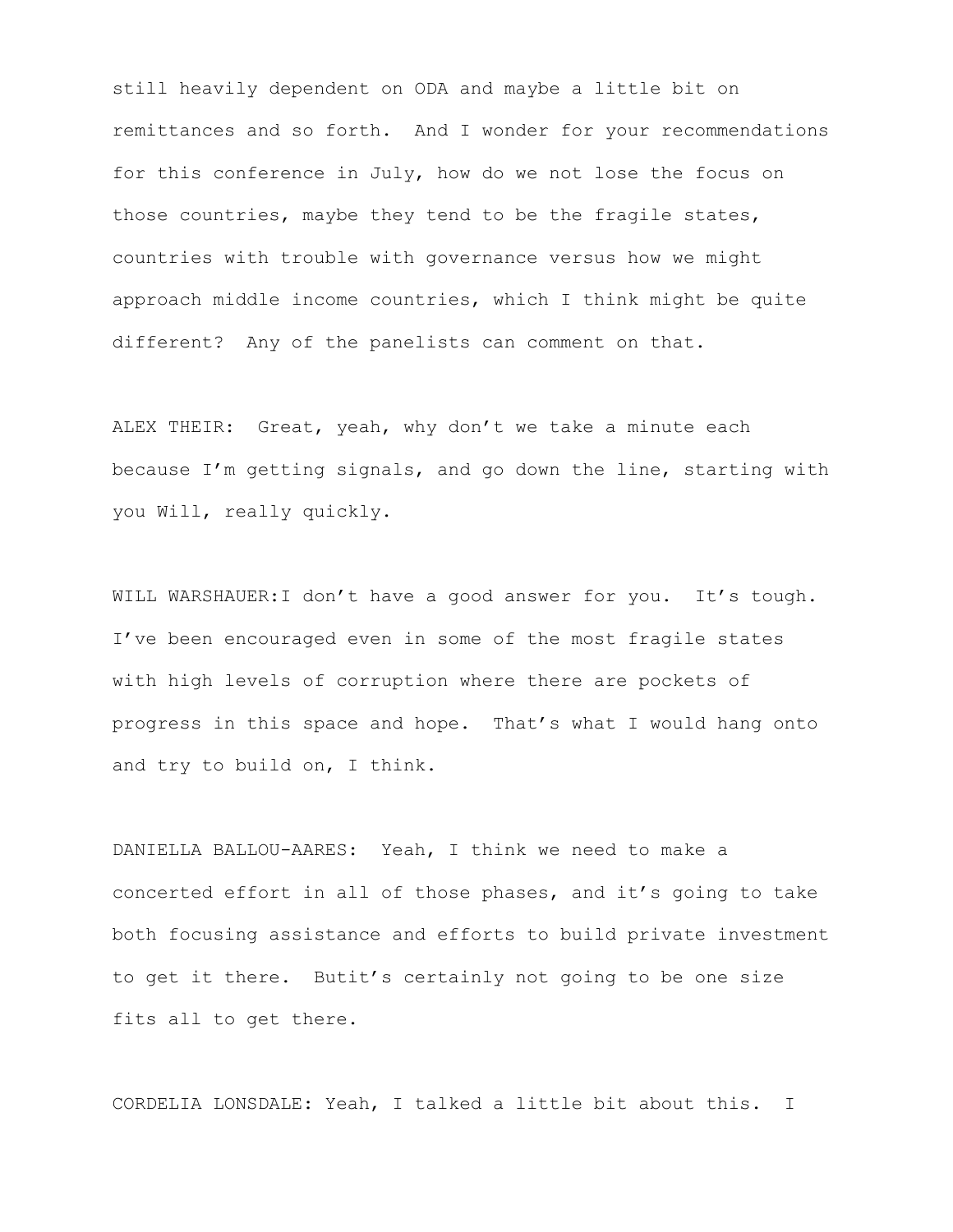still heavily dependent on ODA and maybe a little bit on remittances and so forth. And I wonder for your recommendations for this conference in July, how do we not lose the focus on those countries, maybe they tend to be the fragile states, countries with trouble with governance versus how we might approach middle income countries, which I think might be quite different? Any of the panelists can comment on that.

ALEX THEIR: Great, yeah, why don't we take a minute each because I'm getting signals, and go down the line, starting with you Will, really quickly.

WILL WARSHAUER:I don't have a good answer for you. It's tough. I've been encouraged even in some of the most fragile states with high levels of corruption where there are pockets of progress in this space and hope. That's what I would hang onto and try to build on, I think.

DANIELLA BALLOU-AARES: Yeah, I think we need to make a concerted effort in all of those phases, and it's going to take both focusing assistance and efforts to build private investment to get it there. Butit's certainly not going to be one size fits all to get there.

CORDELIA LONSDALE: Yeah, I talked a little bit about this. I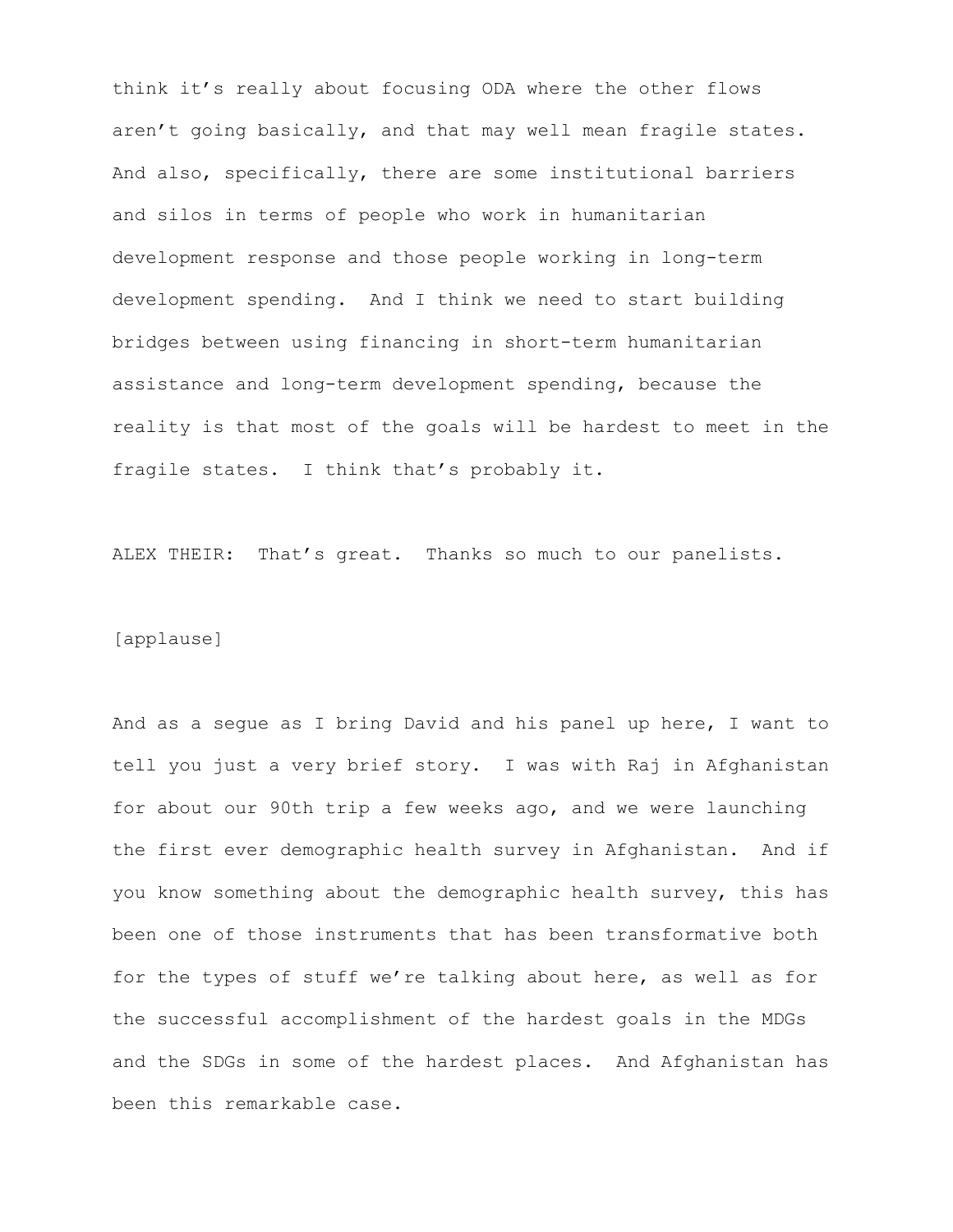think it’s really about focusing ODA where the other flows aren’t going basically, and that may well mean fragile states. And also, specifically, there are some institutional barriers and silos in terms of people who work in humanitarian development response and those people working in long-term development spending. And I think we need to start building bridges between using financing in short-term humanitarian assistance and long-term development spending, because the reality is that most of the goals will be hardest to meet in the fragile states. I think that’s probably it.

ALEX THEIR: That’s great. Thanks so much to our panelists.

[applause]

And as a segue as I bring David and his panel up here, I want to tell you just a very brief story. I was with Raj in Afghanistan for about our 90th trip a few weeks ago, and we were launching the first ever demographic health survey in Afghanistan. And if you know something about the demographic health survey, this has been one of those instruments that has been transformative both for the types of stuff we’re talking about here, as well as for the successful accomplishment of the hardest goals in the MDGs and the SDGs in some of the hardest places. And Afghanistan has been this remarkable case.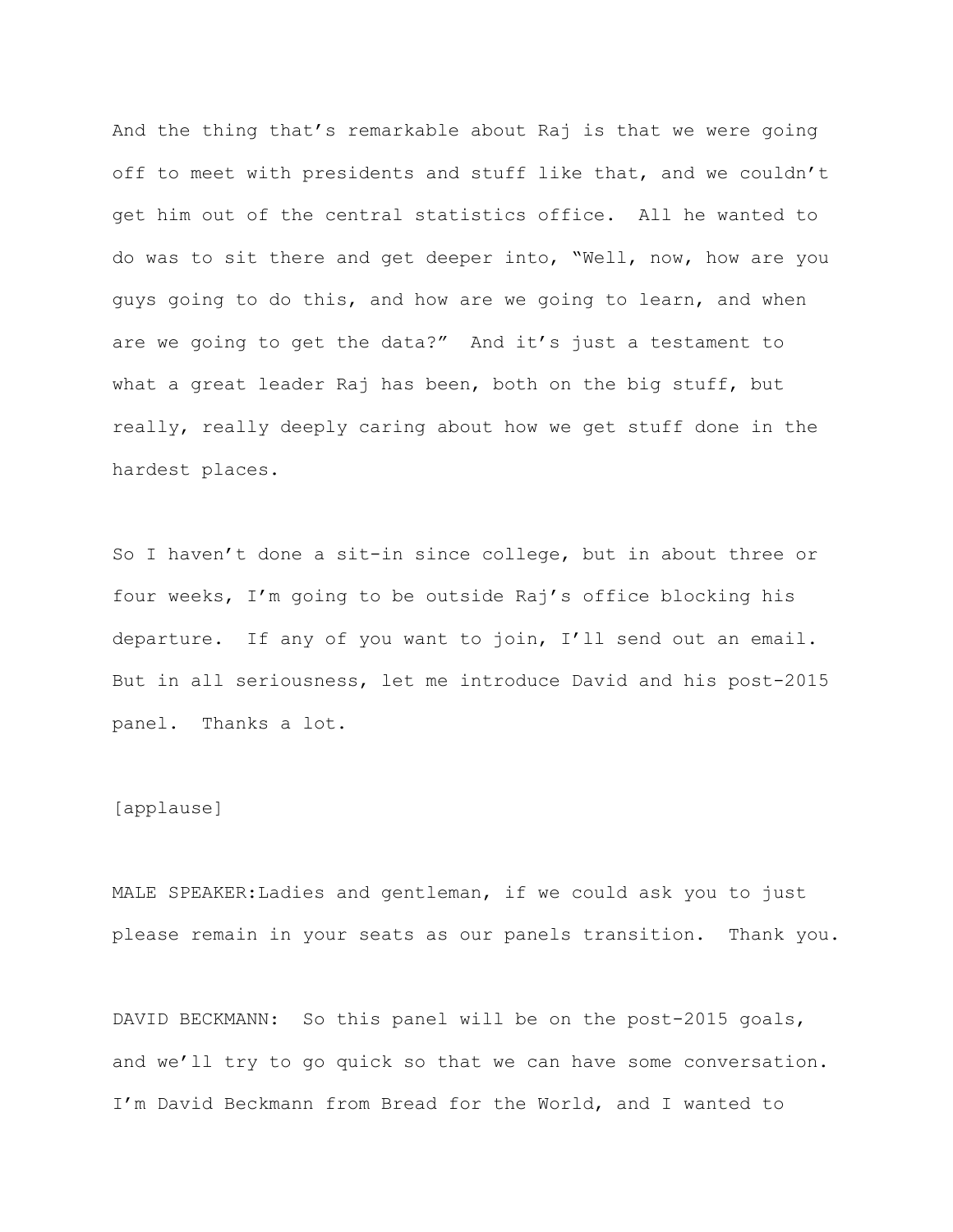And the thing that's remarkable about Raj is that we were going off to meet with presidents and stuff like that, and we couldn't get him out of the central statistics office. All he wanted to do was to sit there and get deeper into, "Well, now, how are you guys going to do this, and how are we going to learn, and when are we going to get the data?" And it's just a testament to what a great leader Raj has been, both on the big stuff, but really, really deeply caring about how we get stuff done in the hardest places.

So I haven't done a sit-in since college, but in about three or four weeks, I'm going to be outside Raj's office blocking his departure. If any of you want to join, I'll send out an email. But in all seriousness, let me introduce David and his post-2015 panel. Thanks a lot.

[applause]

MALE SPEAKER:Ladies and gentleman, if we could ask you to just please remain in your seats as our panels transition. Thank you.

DAVID BECKMANN: So this panel will be on the post-2015 goals, and we'll try to go quick so that we can have some conversation. I'm David Beckmann from Bread for the World, and I wanted to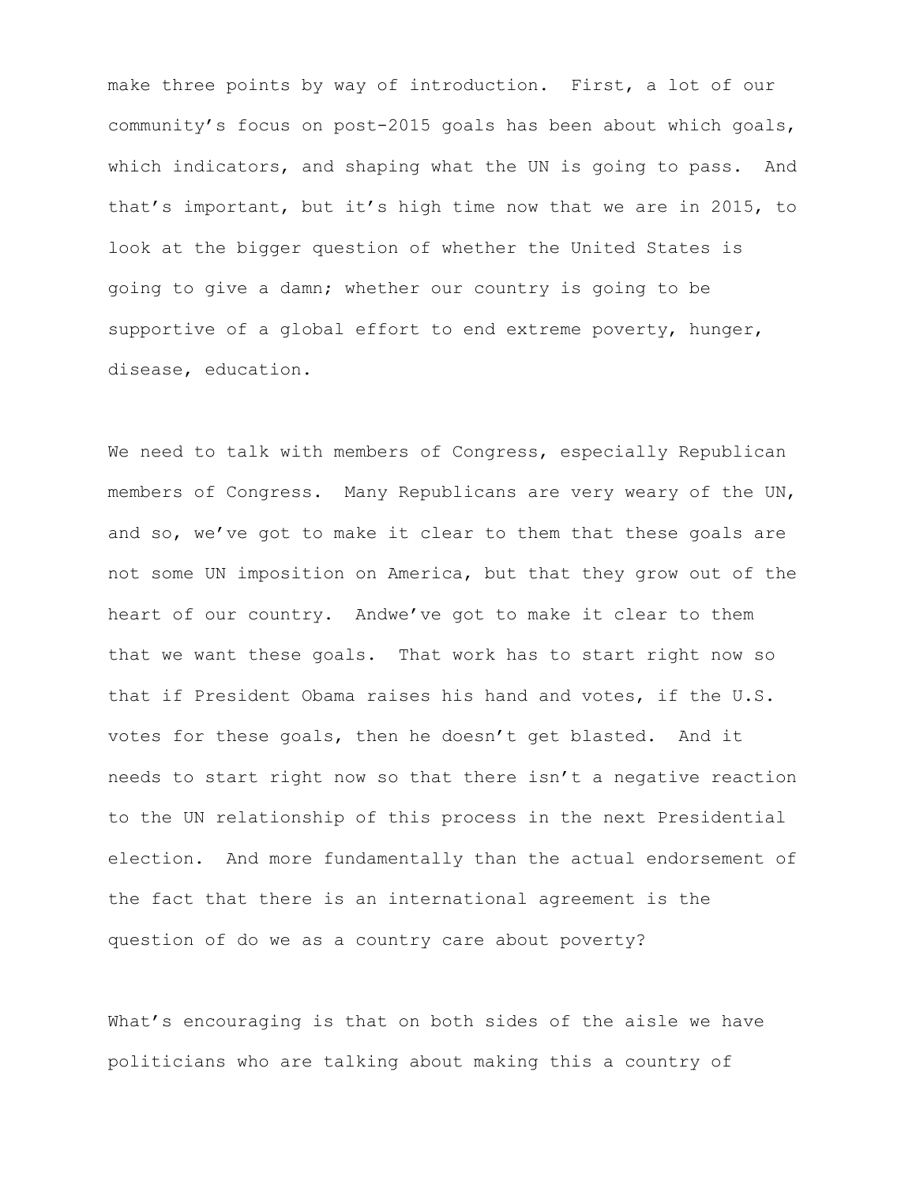make three points by way of introduction. First, a lot of our community's focus on post-2015 goals has been about which goals, which indicators, and shaping what the UN is going to pass. And that's important, but it's high time now that we are in 2015, to look at the bigger question of whether the United States is going to give a damn; whether our country is going to be supportive of a global effort to end extreme poverty, hunger, disease, education.

We need to talk with members of Congress, especially Republican members of Congress. Many Republicans are very weary of the UN, and so, we've got to make it clear to them that these goals are not some UN imposition on America, but that they grow out of the heart of our country. Andwe've got to make it clear to them that we want these goals. That work has to start right now so that if President Obama raises his hand and votes, if the U.S. votes for these goals, then he doesn't get blasted. And it needs to start right now so that there isn't a negative reaction to the UN relationship of this process in the next Presidential election. And more fundamentally than the actual endorsement of the fact that there is an international agreement is the question of do we as a country care about poverty?

What's encouraging is that on both sides of the aisle we have politicians who are talking about making this a country of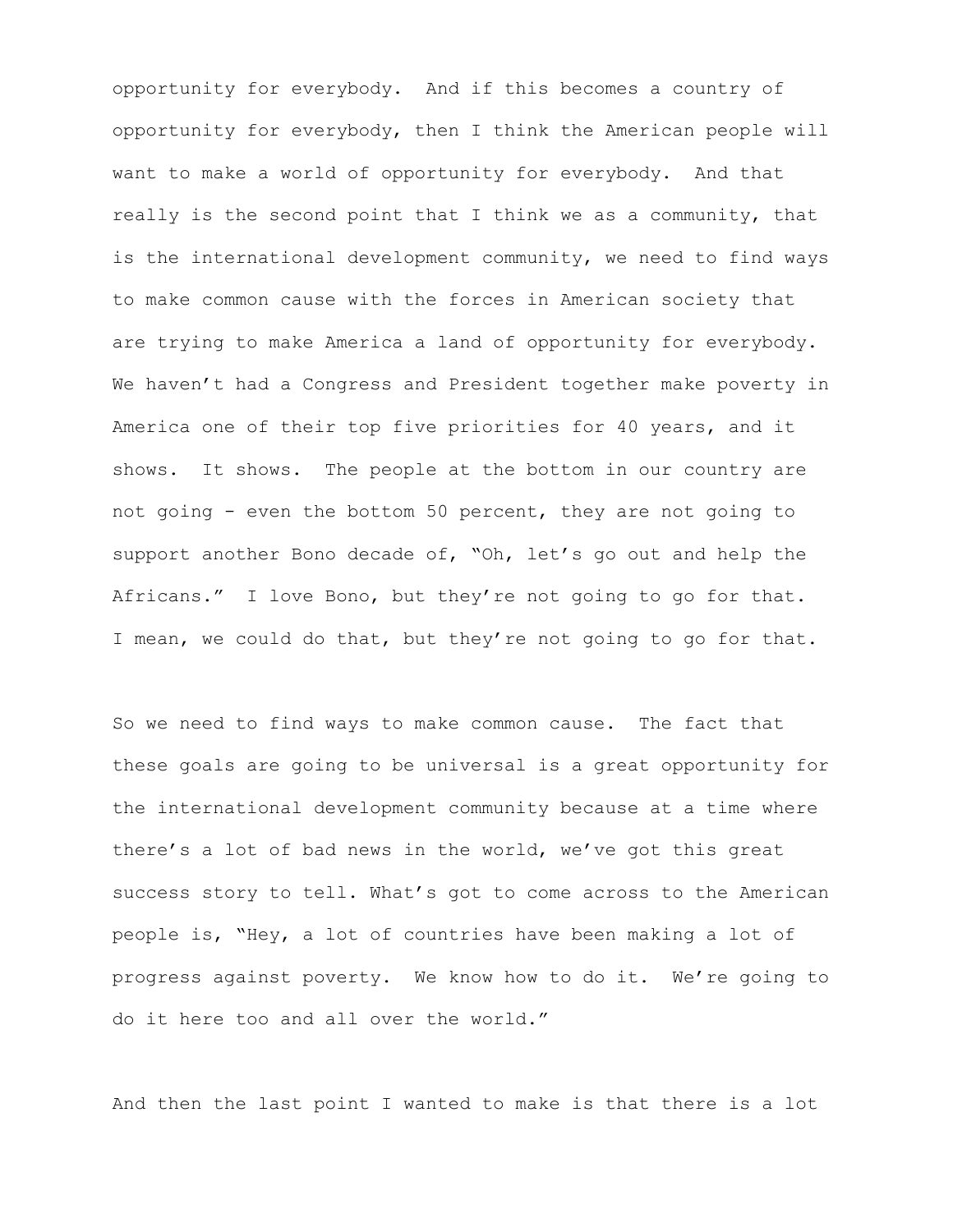opportunity for everybody. And if this becomes a country of opportunity for everybody, then I think the American people will want to make a world of opportunity for everybody. And that really is the second point that I think we as a community, that is the international development community, we need to find ways to make common cause with the forces in American society that are trying to make America a land of opportunity for everybody. We haven't had a Congress and President together make poverty in America one of their top five priorities for 40 years, and it shows. It shows. The people at the bottom in our country are not going - even the bottom 50 percent, they are not going to support another Bono decade of, "Oh, let's go out and help the Africans." I love Bono, but they're not going to go for that. I mean, we could do that, but they're not going to go for that.

So we need to find ways to make common cause. The fact that these goals are going to be universal is a great opportunity for the international development community because at a time where there's a lot of bad news in the world, we've got this great success story to tell. What's got to come across to the American people is, "Hey, a lot of countries have been making a lot of progress against poverty. We know how to do it. We're going to do it here too and all over the world."

And then the last point I wanted to make is that there is a lot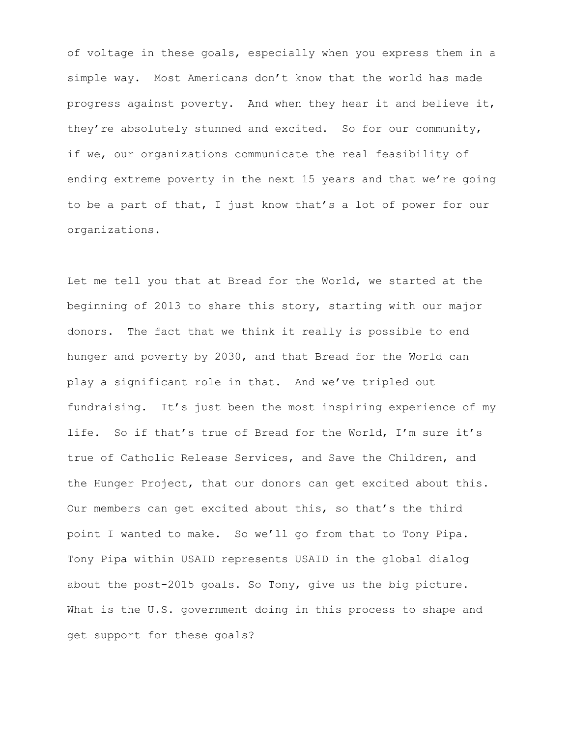of voltage in these goals, especially when you express them in a simple way. Most Americans don't know that the world has made progress against poverty. And when they hear it and believe it, they're absolutely stunned and excited. So for our community, if we, our organizations communicate the real feasibility of ending extreme poverty in the next 15 years and that we're going to be a part of that, I just know that's a lot of power for our organizations.

Let me tell you that at Bread for the World, we started at the beginning of 2013 to share this story, starting with our major donors. The fact that we think it really is possible to end hunger and poverty by 2030, and that Bread for the World can play a significant role in that. And we've tripled out fundraising. It's just been the most inspiring experience of my life. So if that's true of Bread for the World, I'm sure it's true of Catholic Release Services, and Save the Children, and the Hunger Project, that our donors can get excited about this. Our members can get excited about this, so that's the third point I wanted to make. So we'll go from that to Tony Pipa. Tony Pipa within USAID represents USAID in the global dialog about the post-2015 goals. So Tony, give us the big picture. What is the U.S. government doing in this process to shape and get support for these goals?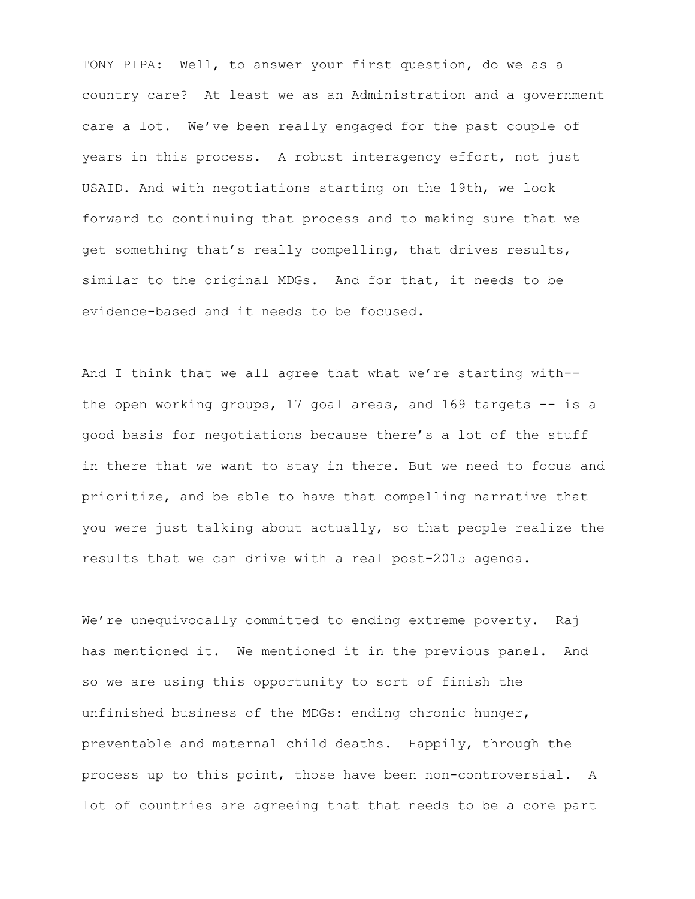TONY PIPA: Well, to answer your first question, do we as a country care? At least we as an Administration and a government care a lot. We've been really engaged for the past couple of years in this process. A robust interagency effort, not just USAID. And with negotiations starting on the 19th, we look forward to continuing that process and to making sure that we get something that's really compelling, that drives results, similar to the original MDGs. And for that, it needs to be evidence-based and it needs to be focused.

And I think that we all agree that what we're starting with-- the open working groups, 17 goal areas, and 169 targets -- is a good basis for negotiations because there's a lot of the stuff in there that we want to stay in there. But we need to focus and prioritize, and be able to have that compelling narrative that you were just talking about actually, so that people realize the results that we can drive with a real post-2015 agenda.

We're unequivocally committed to ending extreme poverty. Raj has mentioned it. We mentioned it in the previous panel. And so we are using this opportunity to sort of finish the unfinished business of the MDGs: ending chronic hunger, preventable and maternal child deaths. Happily, through the process up to this point, those have been non-controversial. A lot of countries are agreeing that that needs to be a core part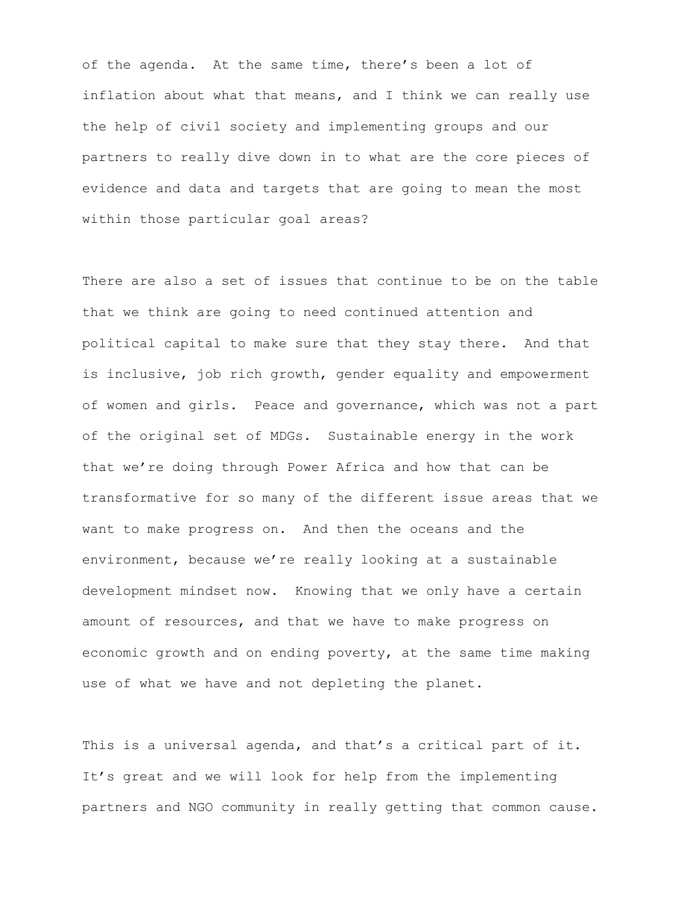of the agenda. At the same time, there's been a lot of inflation about what that means, and I think we can really use the help of civil society and implementing groups and our partners to really dive down in to what are the core pieces of evidence and data and targets that are going to mean the most within those particular goal areas?

There are also a set of issues that continue to be on the table that we think are going to need continued attention and political capital to make sure that they stay there. And that is inclusive, job rich growth, gender equality and empowerment of women and girls. Peace and governance, which was not a part of the original set of MDGs. Sustainable energy in the work that we're doing through Power Africa and how that can be transformative for so many of the different issue areas that we want to make progress on. And then the oceans and the environment, because we're really looking at a sustainable development mindset now. Knowing that we only have a certain amount of resources, and that we have to make progress on economic growth and on ending poverty, at the same time making use of what we have and not depleting the planet.

This is a universal agenda, and that's a critical part of it. It's great and we will look for help from the implementing partners and NGO community in really getting that common cause.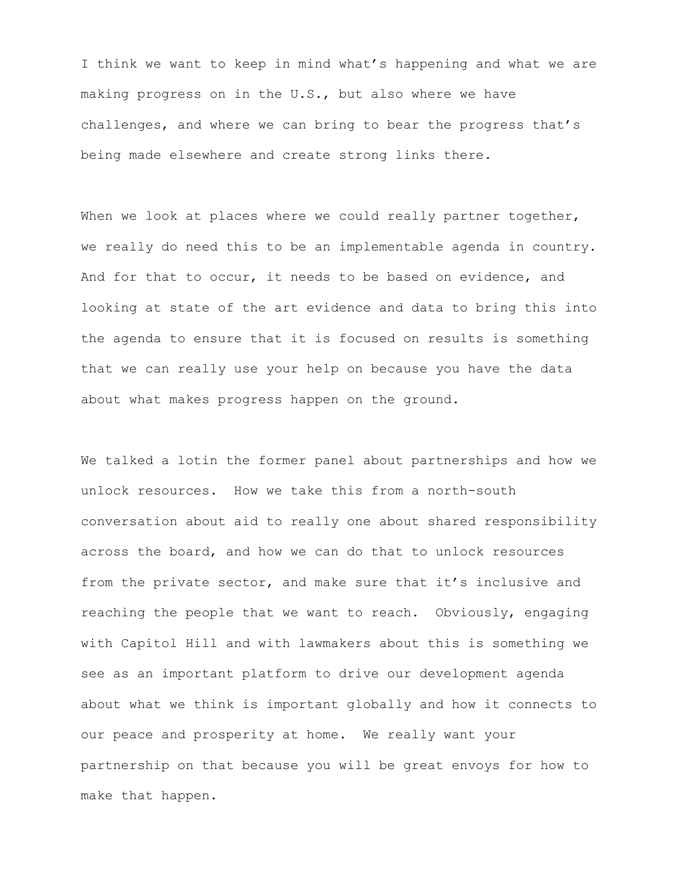I think we want to keep in mind what's happening and what we are making progress on in the U.S., but also where we have challenges, and where we can bring to bear the progress that's being made elsewhere and create strong links there.

When we look at places where we could really partner together, we really do need this to be an implementable agenda in country. And for that to occur, it needs to be based on evidence, and looking at state of the art evidence and data to bring this into the agenda to ensure that it is focused on results is something that we can really use your help on because you have the data about what makes progress happen on the ground.

We talked a lotin the former panel about partnerships and how we unlock resources. How we take this from a north-south conversation about aid to really one about shared responsibility across the board, and how we can do that to unlock resources from the private sector, and make sure that it's inclusive and reaching the people that we want to reach. Obviously, engaging with Capitol Hill and with lawmakers about this is something we see as an important platform to drive our development agenda about what we think is important globally and how it connects to our peace and prosperity at home. We really want your partnership on that because you will be great envoys for how to make that happen.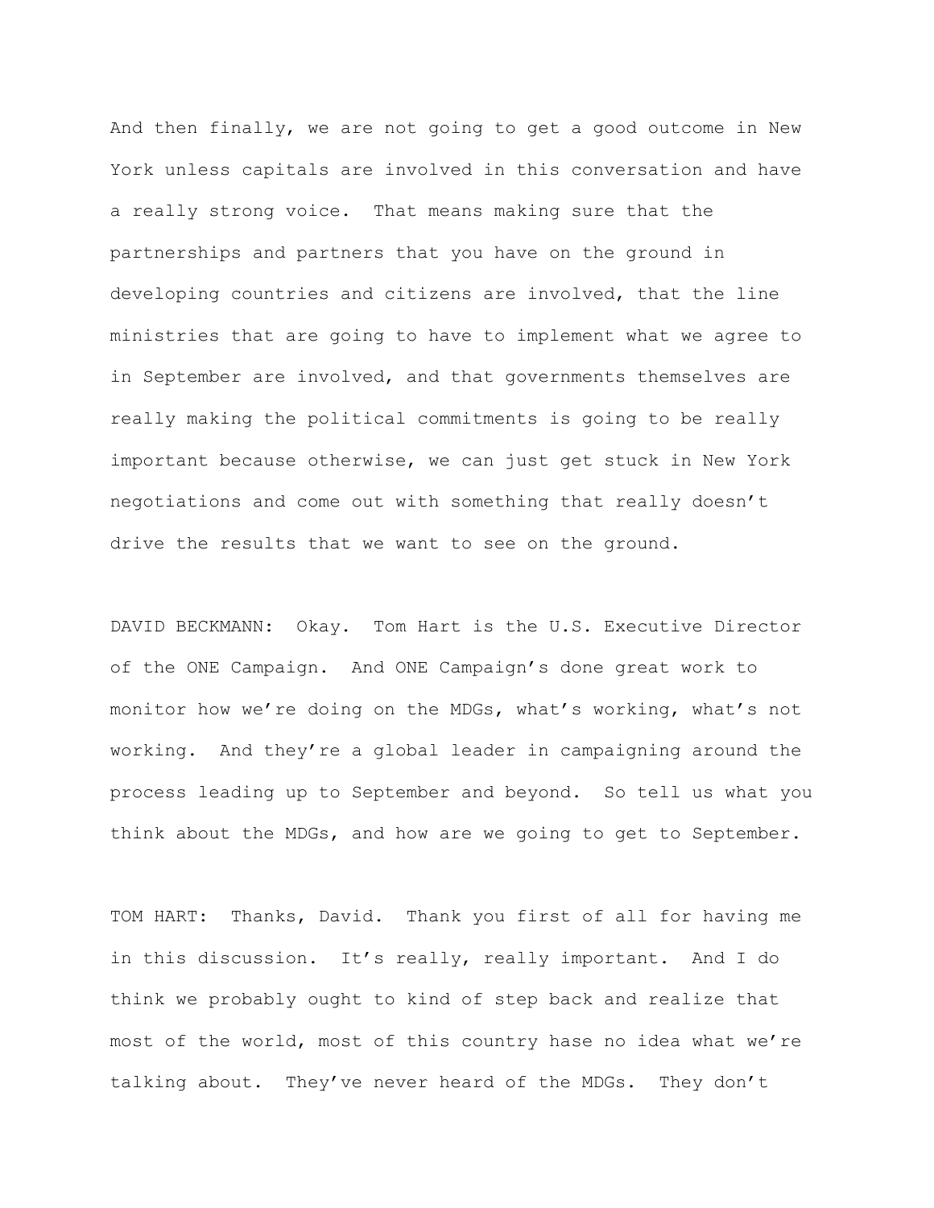And then finally, we are not going to get a good outcome in New York unless capitals are involved in this conversation and have a really strong voice. That means making sure that the partnerships and partners that you have on the ground in developing countries and citizens are involved, that the line ministries that are going to have to implement what we agree to in September are involved, and that governments themselves are really making the political commitments is going to be really important because otherwise, we can just get stuck in New York negotiations and come out with something that really doesn't drive the results that we want to see on the ground.

DAVID BECKMANN: Okay. Tom Hart is the U.S. Executive Director of the ONE Campaign. And ONE Campaign's done great work to monitor how we're doing on the MDGs, what's working, what's not working. And they're a global leader in campaigning around the process leading up to September and beyond. So tell us what you think about the MDGs, and how are we going to get to September.

TOM HART: Thanks, David. Thank you first of all for having me in this discussion. It's really, really important. And I do think we probably ought to kind of step back and realize that most of the world, most of this country hase no idea what we're talking about. They've never heard of the MDGs. They don't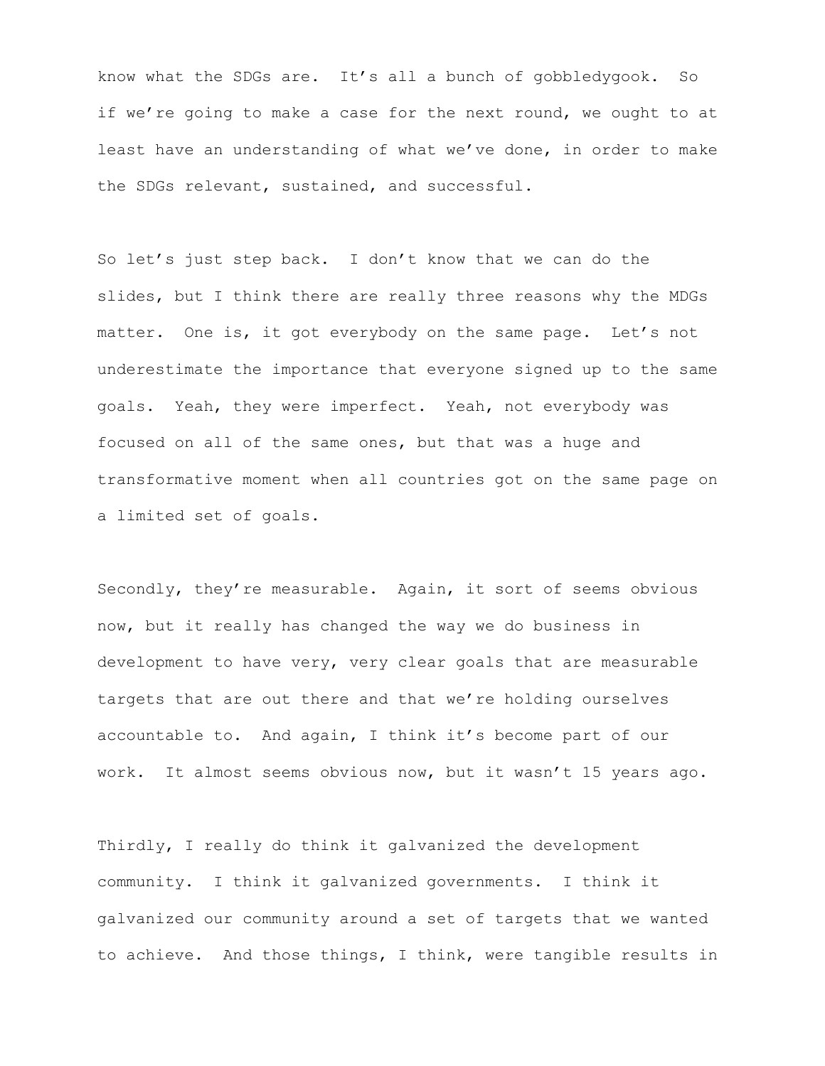know what the SDGs are. It's all a bunch of gobbledygook. So if we're going to make a case for the next round, we ought to at least have an understanding of what we've done, in order to make the SDGs relevant, sustained, and successful.

So let's just step back. I don't know that we can do the slides, but I think there are really three reasons why the MDGs matter. One is, it got everybody on the same page. Let's not underestimate the importance that everyone signed up to the same goals. Yeah, they were imperfect. Yeah, not everybody was focused on all of the same ones, but that was a huge and transformative moment when all countries got on the same page on a limited set of goals.

Secondly, they're measurable. Again, it sort of seems obvious now, but it really has changed the way we do business in development to have very, very clear goals that are measurable targets that are out there and that we're holding ourselves accountable to. And again, I think it's become part of our work. It almost seems obvious now, but it wasn't 15 years ago.

Thirdly, I really do think it galvanized the development community. I think it galvanized governments. I think it galvanized our community around a set of targets that we wanted to achieve. And those things, I think, were tangible results in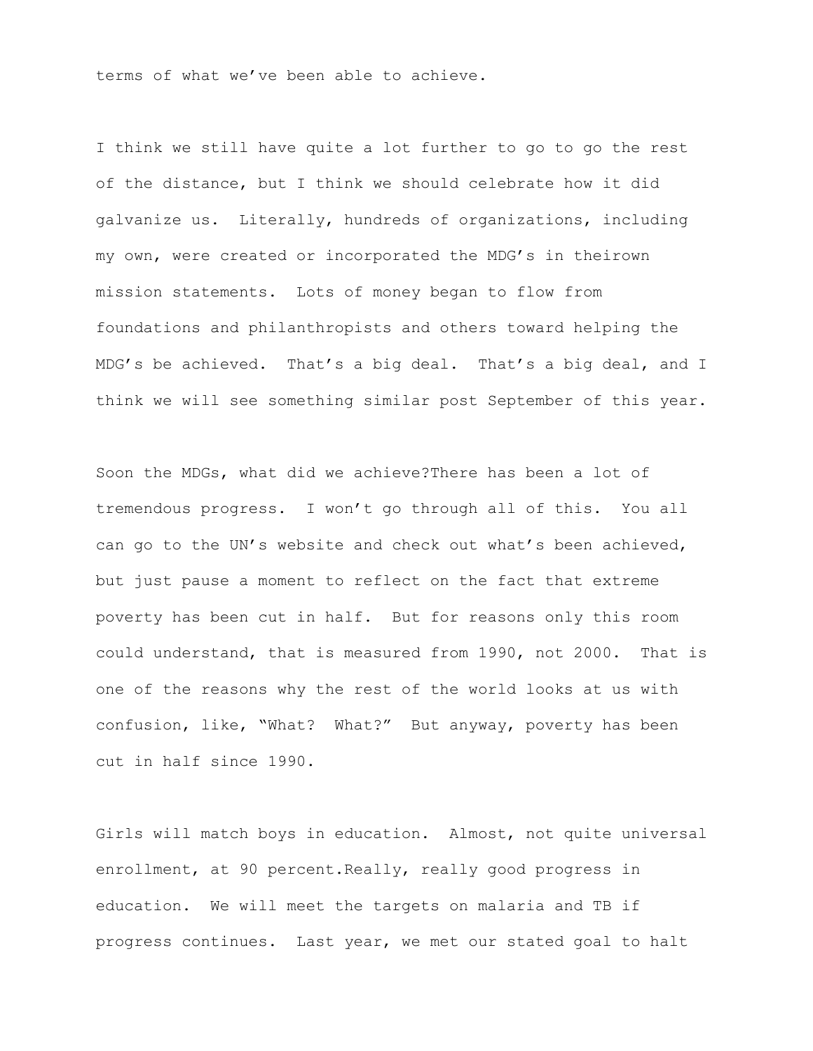terms of what we've been able to achieve.

I think we still have quite a lot further to go to go the rest of the distance, but I think we should celebrate how it did galvanize us. Literally, hundreds of organizations, including my own, were created or incorporated the MDG's in theirown mission statements. Lots of money began to flow from foundations and philanthropists and others toward helping the MDG's be achieved. That's a big deal. That's a big deal, and I think we will see something similar post September of this year.

Soon the MDGs, what did we achieve?There has been a lot of tremendous progress. I won't go through all of this. You all can go to the UN's website and check out what's been achieved, but just pause a moment to reflect on the fact that extreme poverty has been cut in half. But for reasons only this room could understand, that is measured from 1990, not 2000. That is one of the reasons why the rest of the world looks at us with confusion, like, "What? What?" But anyway, poverty has been cut in half since 1990.

Girls will match boys in education. Almost, not quite universal enrollment, at 90 percent.Really, really good progress in education. We will meet the targets on malaria and TB if progress continues. Last year, we met our stated goal to halt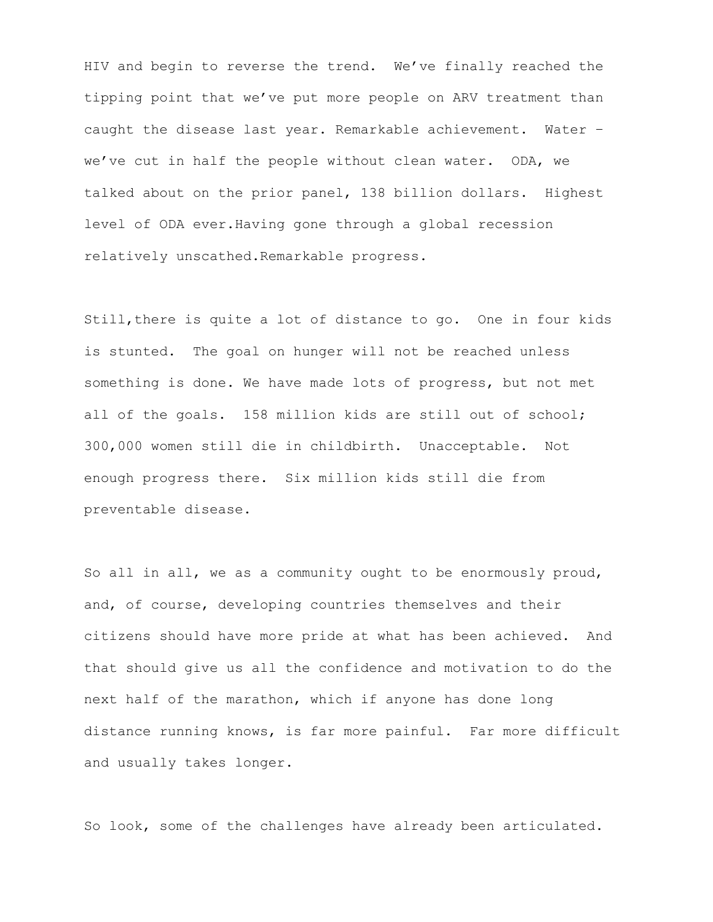HIV and begin to reverse the trend. We've finally reached the tipping point that we've put more people on ARV treatment than caught the disease last year. Remarkable achievement. Water – we've cut in half the people without clean water. ODA, we talked about on the prior panel, 138 billion dollars. Highest level of ODA ever.Having gone through a global recession relatively unscathed.Remarkable progress.

Still,there is quite a lot of distance to go. One in four kids is stunted. The goal on hunger will not be reached unless something is done. We have made lots of progress, but not met all of the goals. 158 million kids are still out of school; 300,000 women still die in childbirth. Unacceptable. Not enough progress there. Six million kids still die from preventable disease.

So all in all, we as a community ought to be enormously proud, and, of course, developing countries themselves and their citizens should have more pride at what has been achieved. And that should give us all the confidence and motivation to do the next half of the marathon, which if anyone has done long distance running knows, is far more painful. Far more difficult and usually takes longer.

So look, some of the challenges have already been articulated.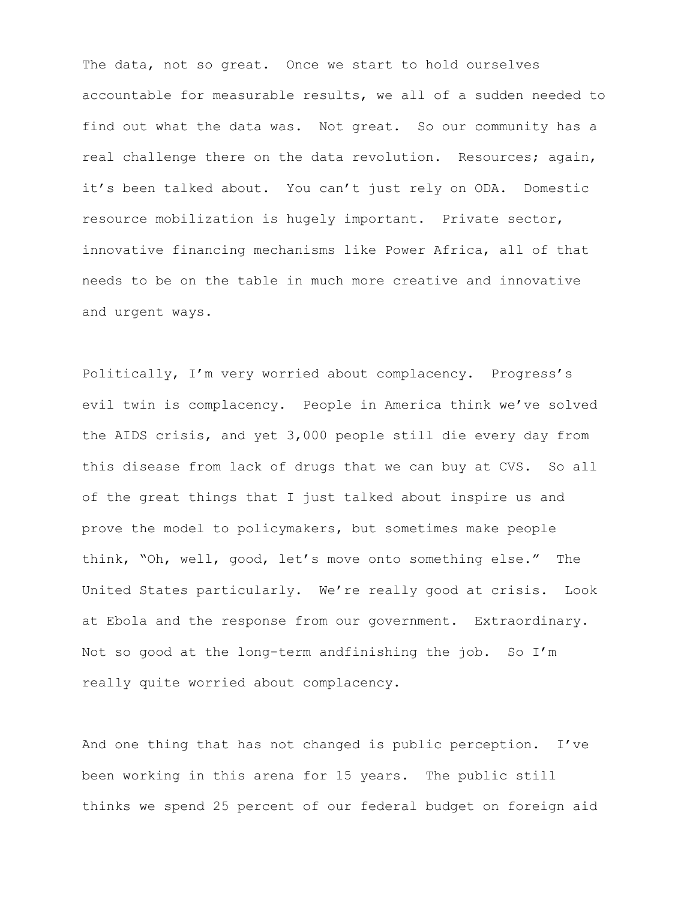The data, not so great. Once we start to hold ourselves accountable for measurable results, we all of a sudden needed to find out what the data was. Not great. So our community has a real challenge there on the data revolution. Resources; again, it's been talked about. You can't just rely on ODA. Domestic resource mobilization is hugely important. Private sector, innovative financing mechanisms like Power Africa, all of that needs to be on the table in much more creative and innovative and urgent ways.

Politically, I'm very worried about complacency. Progress's evil twin is complacency. People in America think we've solved the AIDS crisis, and yet 3,000 people still die every day from this disease from lack of drugs that we can buy at CVS. So all of the great things that I just talked about inspire us and prove the model to policymakers, but sometimes make people think, "Oh, well, good, let's move onto something else." The United States particularly. We're really good at crisis. Look at Ebola and the response from our government. Extraordinary. Not so good at the long-term andfinishing the job. So I'm really quite worried about complacency.

And one thing that has not changed is public perception. I've been working in this arena for 15 years. The public still thinks we spend 25 percent of our federal budget on foreign aid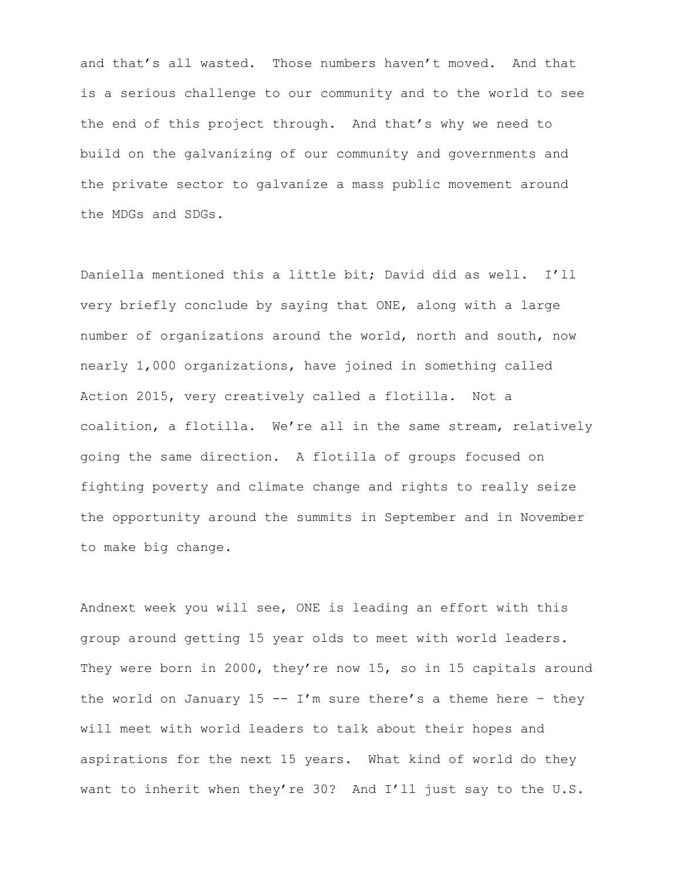and that's all wasted. Those numbers haven't moved. And that is a serious challenge to our community and to the world to see the end of this project through. And that's why we need to build on the galvanizing of our community and governments and the private sector to galvanize a mass public movement around the MDGs and SDGs.

Daniella mentioned this a little bit; David did as well. I'll very briefly conclude by saying that ONE, along with a large number of organizations around the world, north and south, now nearly 1,000 organizations, have joined in something called Action 2015, very creatively called a flotilla. Not a coalition, a flotilla. We're all in the same stream, relatively going the same direction. A flotilla of groups focused on fighting poverty and climate change and rights to really seize the opportunity around the summits in September and in November to make big change.

Andnext week you will see, ONE is leading an effort with this group around getting 15 year olds to meet with world leaders. They were born in 2000, they're now 15, so in 15 capitals around the world on January 15 -- I'm sure there's a theme here – they will meet with world leaders to talk about their hopes and aspirations for the next 15 years. What kind of world do they want to inherit when they're 30? And I'll just say to the U.S.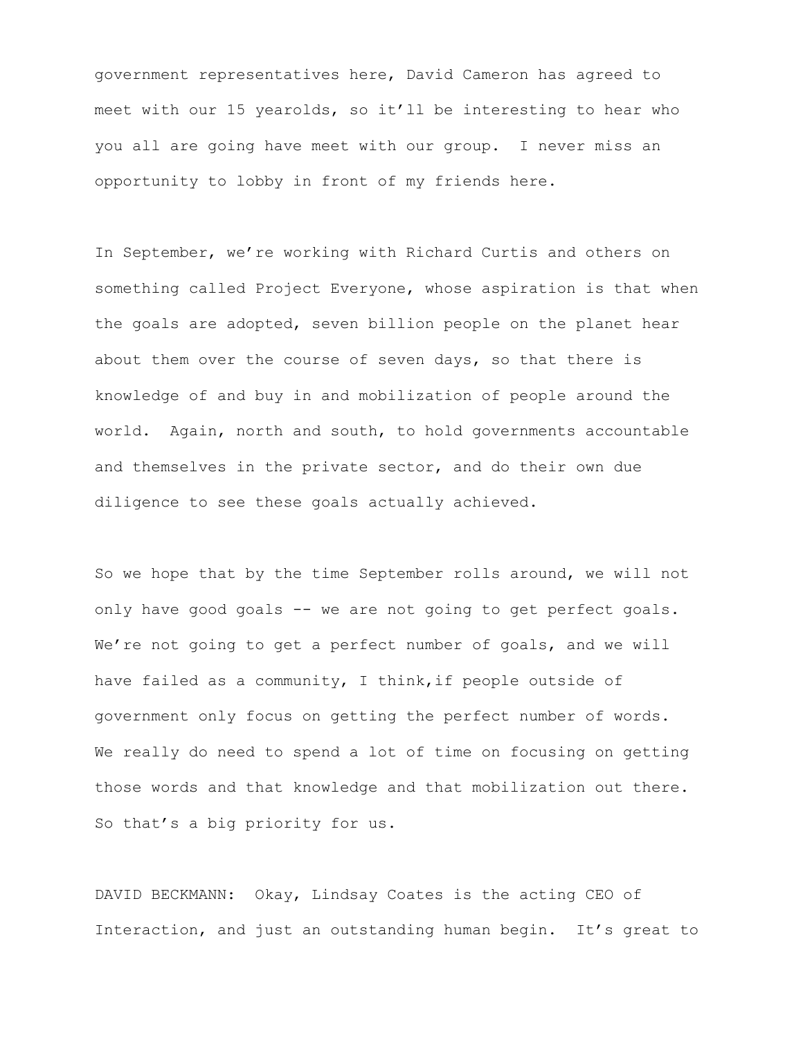government representatives here, David Cameron has agreed to meet with our 15 yearolds, so it'll be interesting to hear who you all are going have meet with our group. I never miss an opportunity to lobby in front of my friends here.

In September, we're working with Richard Curtis and others on something called Project Everyone, whose aspiration is that when the goals are adopted, seven billion people on the planet hear about them over the course of seven days, so that there is knowledge of and buy in and mobilization of people around the world. Again, north and south, to hold governments accountable and themselves in the private sector, and do their own due diligence to see these goals actually achieved.

So we hope that by the time September rolls around, we will not only have good goals -- we are not going to get perfect goals. We're not going to get a perfect number of goals, and we will have failed as a community, I think,if people outside of government only focus on getting the perfect number of words. We really do need to spend a lot of time on focusing on getting those words and that knowledge and that mobilization out there. So that's a big priority for us.

DAVID BECKMANN: Okay, Lindsay Coates is the acting CEO of Interaction, and just an outstanding human begin. It's great to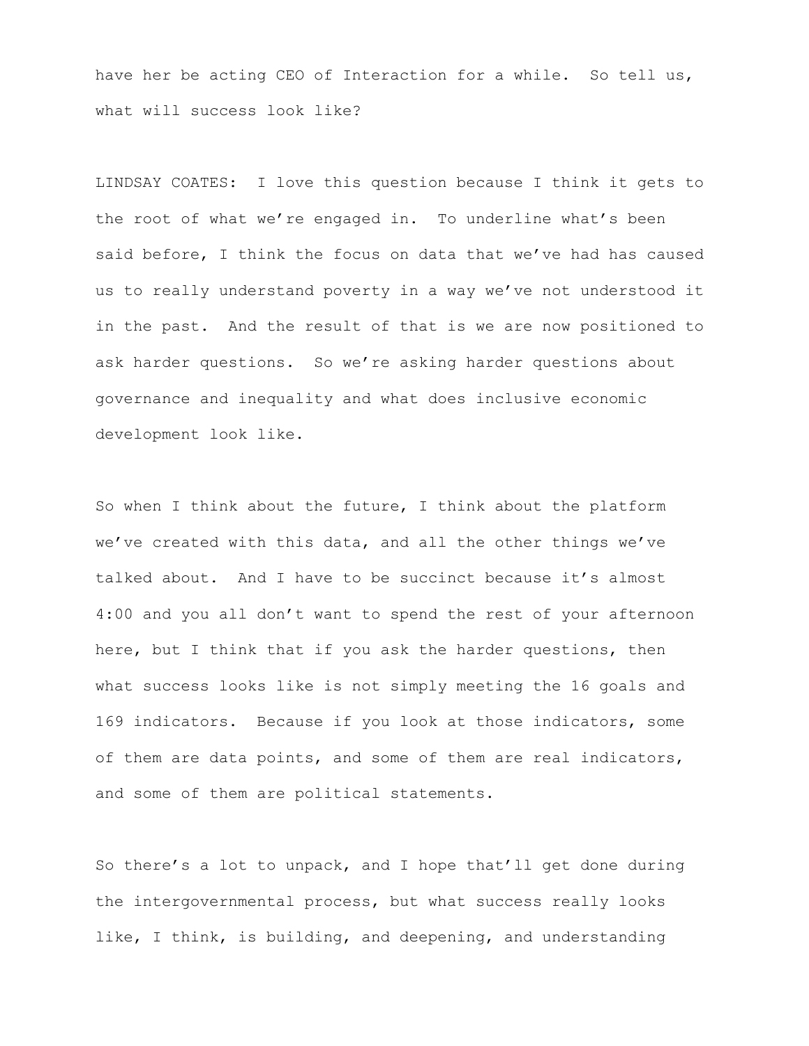have her be acting CEO of Interaction for a while. So tell us, what will success look like?

LINDSAY COATES: I love this question because I think it gets to the root of what we're engaged in. To underline what's been said before, I think the focus on data that we've had has caused us to really understand poverty in a way we've not understood it in the past. And the result of that is we are now positioned to ask harder questions. So we're asking harder questions about governance and inequality and what does inclusive economic development look like.

So when I think about the future, I think about the platform we've created with this data, and all the other things we've talked about. And I have to be succinct because it's almost 4:00 and you all don't want to spend the rest of your afternoon here, but I think that if you ask the harder questions, then what success looks like is not simply meeting the 16 goals and 169 indicators. Because if you look at those indicators, some of them are data points, and some of them are real indicators, and some of them are political statements.

So there's a lot to unpack, and I hope that'll get done during the intergovernmental process, but what success really looks like, I think, is building, and deepening, and understanding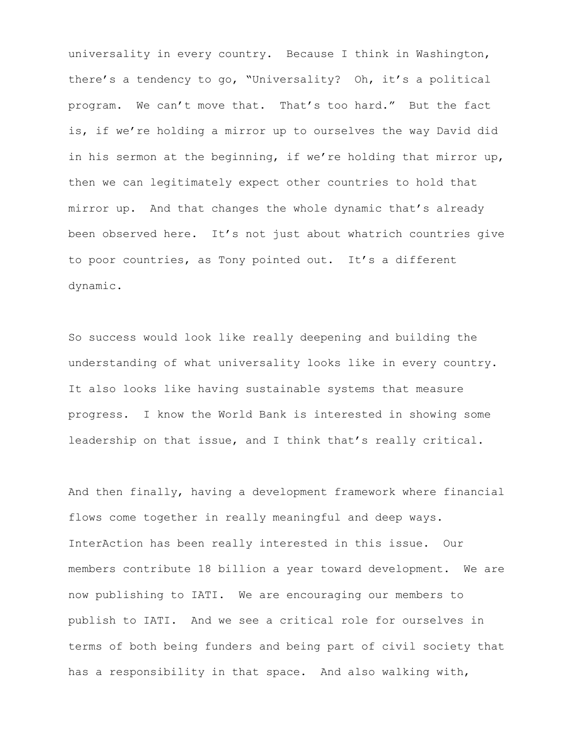universality in every country. Because I think in Washington, there's a tendency to go, "Universality? Oh, it's a political program. We can't move that. That's too hard." But the fact is, if we're holding a mirror up to ourselves the way David did in his sermon at the beginning, if we're holding that mirror up, then we can legitimately expect other countries to hold that mirror up. And that changes the whole dynamic that's already been observed here. It's not just about whatrich countries give to poor countries, as Tony pointed out. It's a different dynamic.

So success would look like really deepening and building the understanding of what universality looks like in every country. It also looks like having sustainable systems that measure progress. I know the World Bank is interested in showing some leadership on that issue, and I think that's really critical.

And then finally, having a development framework where financial flows come together in really meaningful and deep ways. InterAction has been really interested in this issue. Our members contribute 18 billion a year toward development. We are now publishing to IATI. We are encouraging our members to publish to IATI. And we see a critical role for ourselves in terms of both being funders and being part of civil society that has a responsibility in that space. And also walking with,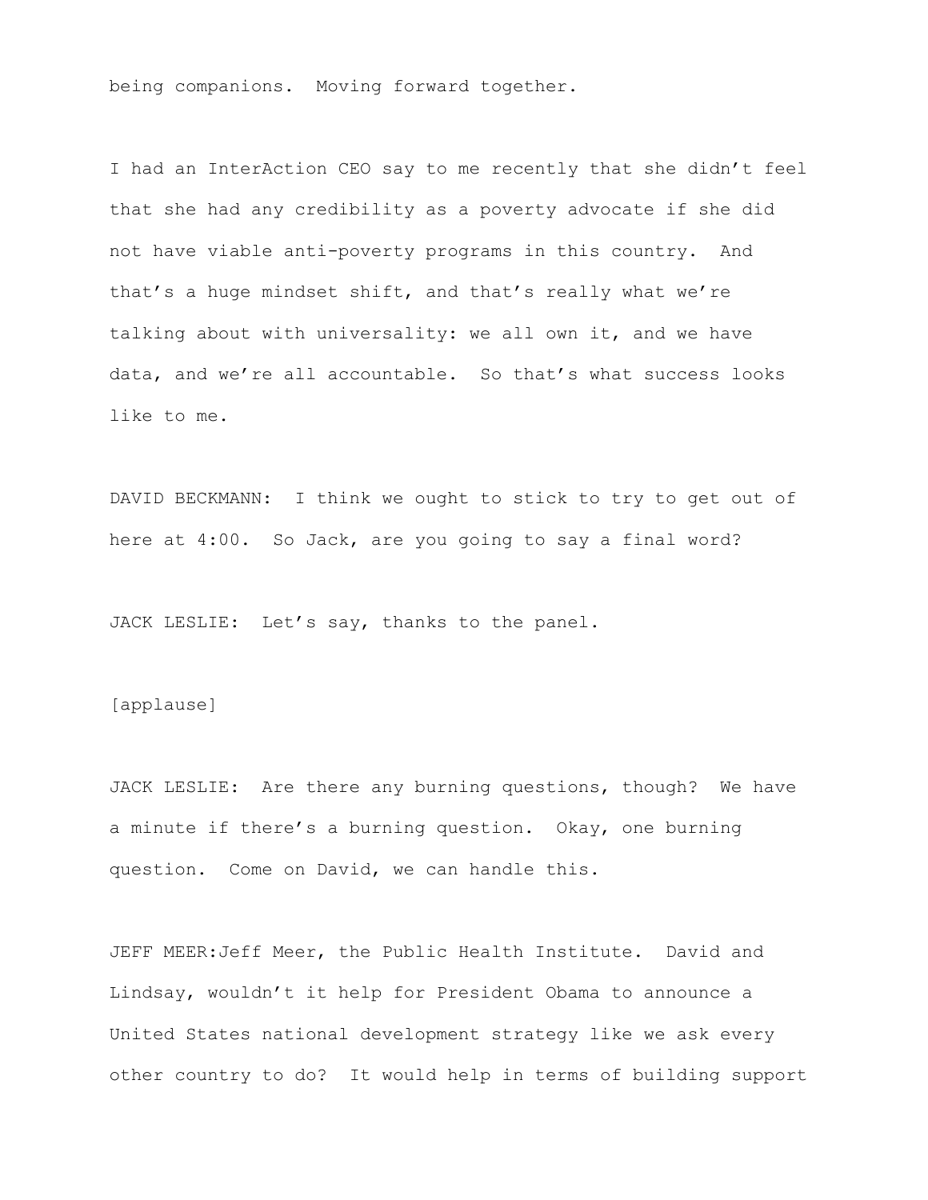being companions. Moving forward together.

I had an InterAction CEO say to me recently that she didn't feel that she had any credibility as a poverty advocate if she did not have viable anti-poverty programs in this country. And that's a huge mindset shift, and that's really what we're talking about with universality: we all own it, and we have data, and we're all accountable. So that's what success looks like to me.

DAVID BECKMANN: I think we ought to stick to try to get out of here at 4:00. So Jack, are you going to say a final word?

JACK LESLIE: Let's say, thanks to the panel.

[applause]

JACK LESLIE: Are there any burning questions, though? We have a minute if there's a burning question. Okay, one burning question. Come on David, we can handle this.

JEFF MEER:Jeff Meer, the Public Health Institute. David and Lindsay, wouldn't it help for President Obama to announce a United States national development strategy like we ask every other country to do? It would help in terms of building support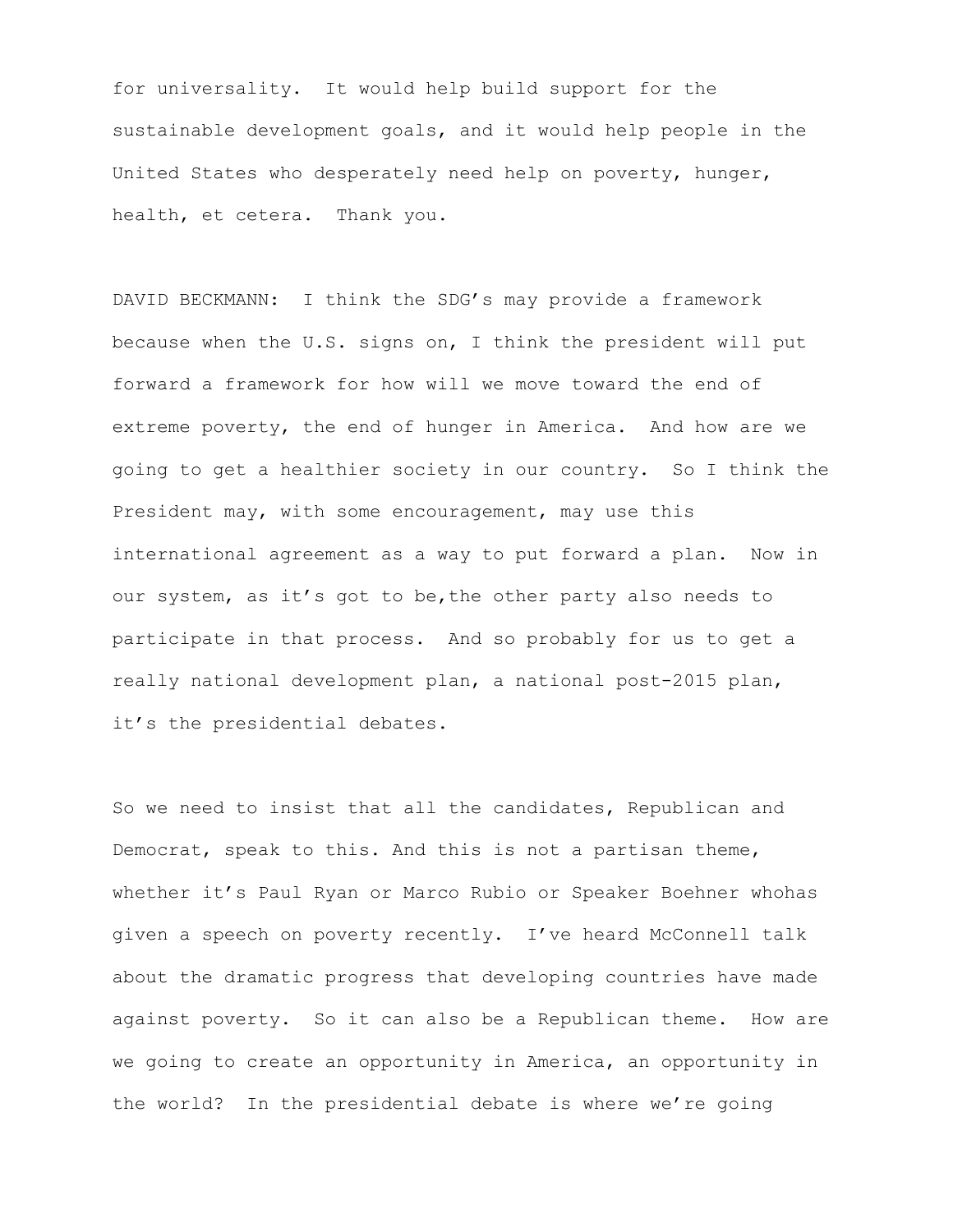for universality. It would help build support for the sustainable development goals, and it would help people in the United States who desperately need help on poverty, hunger, health, et cetera. Thank you.

DAVID BECKMANN: I think the SDG's may provide a framework because when the U.S. signs on, I think the president will put forward a framework for how will we move toward the end of extreme poverty, the end of hunger in America. And how are we going to get a healthier society in our country. So I think the President may, with some encouragement, may use this international agreement as a way to put forward a plan. Now in our system, as it's got to be,the other party also needs to participate in that process. And so probably for us to get a really national development plan, a national post-2015 plan, it's the presidential debates.

So we need to insist that all the candidates, Republican and Democrat, speak to this. And this is not a partisan theme, whether it's Paul Ryan or Marco Rubio or Speaker Boehner whohas given a speech on poverty recently. I've heard McConnell talk about the dramatic progress that developing countries have made against poverty. So it can also be a Republican theme. How are we going to create an opportunity in America, an opportunity in the world? In the presidential debate is where we're going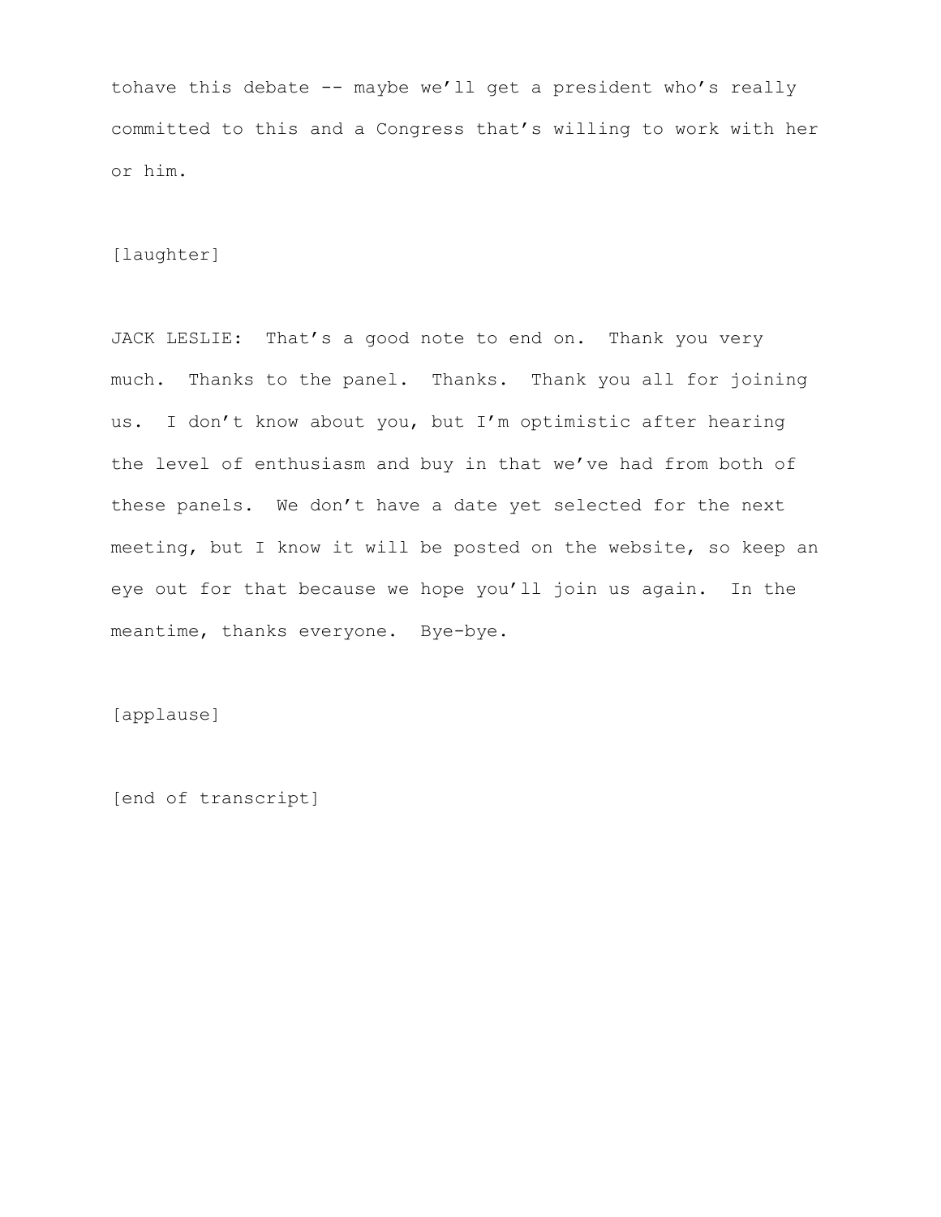tohave this debate -- maybe we'll get a president who's really committed to this and a Congress that's willing to work with her or him.

[laughter]

JACK LESLIE: That's a good note to end on. Thank you very much. Thanks to the panel. Thanks. Thank you all for joining us. I don't know about you, but I'm optimistic after hearing the level of enthusiasm and buy in that we've had from both of these panels. We don't have a date yet selected for the next meeting, but I know it will be posted on the website, so keep an eye out for that because we hope you'll join us again. In the meantime, thanks everyone. Bye-bye.

[applause]

[end of transcript]